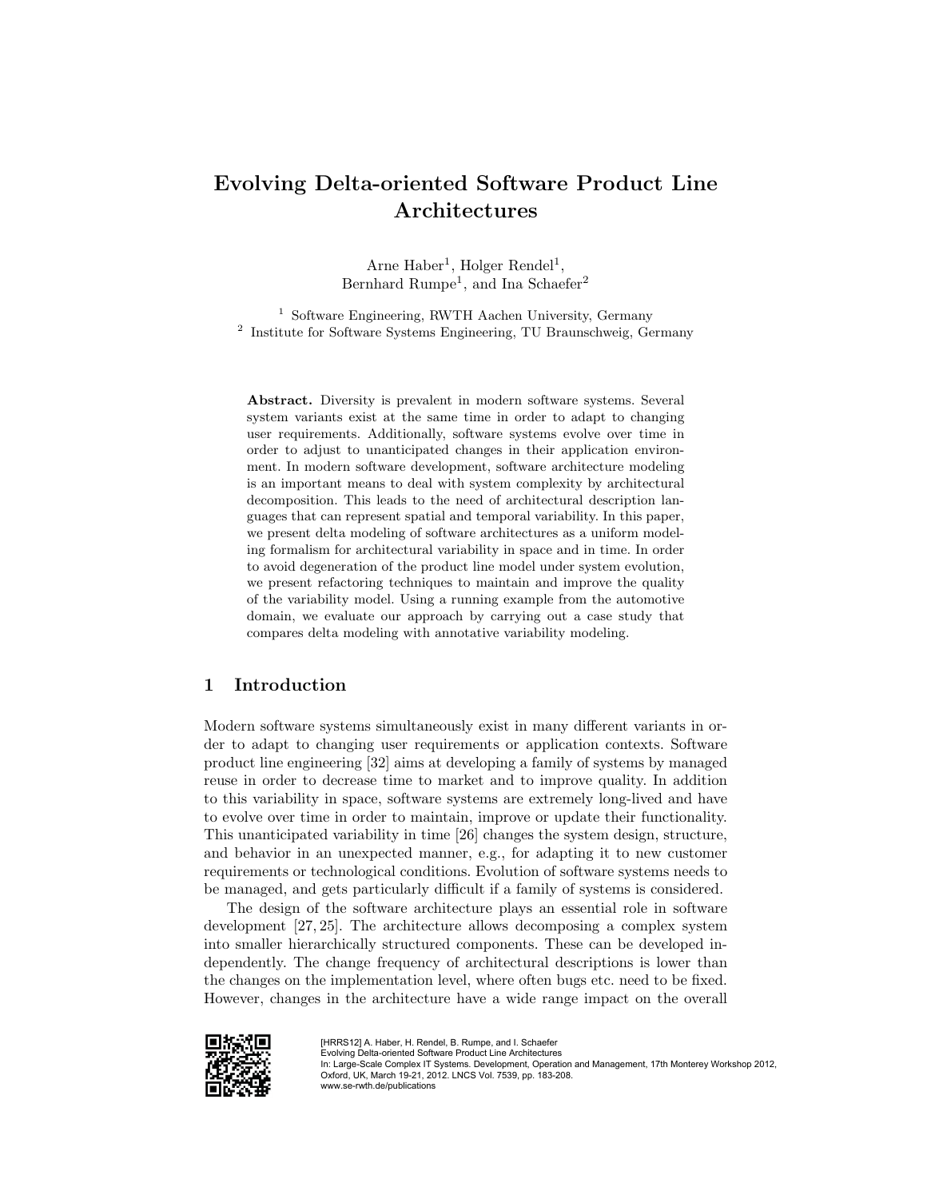# Evolving Delta-oriented Software Product Line Architectures

Arne Haber[1], Holger Rendel[1], Bernhard Rumpe[1], and Ina Schaefer[2]

[1] Software Engineering, RWTH Aachen University, Germany
[2] Institute for Software Systems Engineering, TU Braunschweig, Germany

**Abstract.** Diversity is prevalent in modern software systems. Several system variants exist at the same time in order to adapt to changing user requirements. Additionally, software systems evolve over time in order to adjust to unanticipated changes in their application environment. In modern software development, software architecture modeling is an important means to deal with system complexity by architectural decomposition. This leads to the need of architectural description languages that can represent spatial and temporal variability. In this paper, we present delta modeling of software architectures as a uniform modeling formalism for architectural variability in space and in time. In order to avoid degeneration of the product line model under system evolution, we present refactoring techniques to maintain and improve the quality of the variability model. Using a running example from the automotive domain, we evaluate our approach by carrying out a case study that compares delta modeling with annotative variability modeling.

## 1 Introduction

Modern software systems simultaneously exist in many different variants in order to adapt to changing user requirements or application contexts. Software product line engineering [32] aims at developing a family of systems by managed reuse in order to decrease time to market and to improve quality. In addition to this variability in space, software systems are extremely long-lived and have to evolve over time in order to maintain, improve or update their functionality. This unanticipated variability in time [26] changes the system design, structure, and behavior in an unexpected manner, e.g., for adapting it to new customer requirements or technological conditions. Evolution of software systems needs to be managed, and gets particularly difficult if a family of systems is considered.

The design of the software architecture plays an essential role in software development [27, 25]. The architecture allows decomposing a complex system into smaller hierarchically structured components. These can be developed independently. The change frequency of architectural descriptions is lower than the changes on the implementation level, where often bugs etc. need to be fixed. However, changes in the architecture have a wide range impact on the overall

[HRRS12] A. Haber, H. Rendel, B. Rumpe, and I. Schaefer
Evolving Delta-oriented Software Product Line Architectures
In: Large-Scale Complex IT Systems. Development, Operation and Management, 17th Monterey Workshop 2012, Oxford, UK, March 19-21, 2012. LNCS Vol. 7539, pp. 183-208.
www.se-rwth.de/publications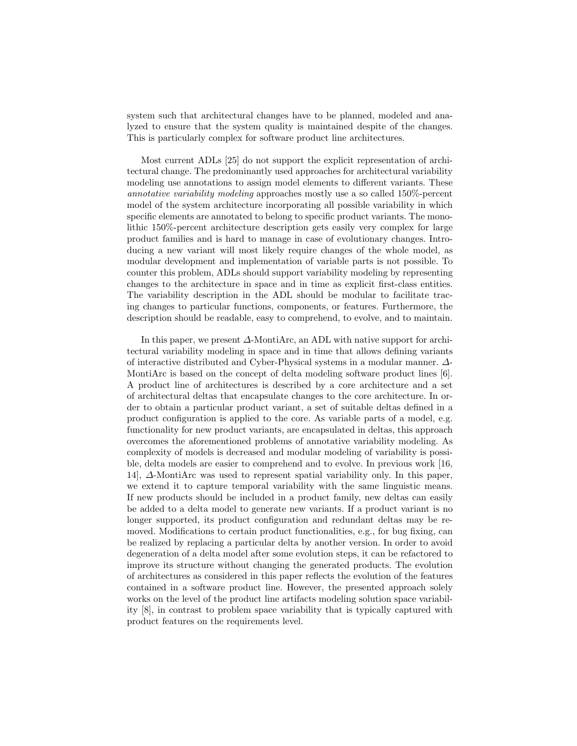system such that architectural changes have to be planned, modeled and analyzed to ensure that the system quality is maintained despite of the changes. This is particularly complex for software product line architectures.

Most current ADLs [25] do not support the explicit representation of architectural change. The predominantly used approaches for architectural variability modeling use annotations to assign model elements to different variants. These *annotative variability modeling* approaches mostly use a so called 150%-percent model of the system architecture incorporating all possible variability in which specific elements are annotated to belong to specific product variants. The monolithic 150%-percent architecture description gets easily very complex for large product families and is hard to manage in case of evolutionary changes. Introducing a new variant will most likely require changes of the whole model, as modular development and implementation of variable parts is not possible. To counter this problem, ADLs should support variability modeling by representing changes to the architecture in space and in time as explicit first-class entities. The variability description in the ADL should be modular to facilitate tracing changes to particular functions, components, or features. Furthermore, the description should be readable, easy to comprehend, to evolve, and to maintain.

In this paper, we present $\Delta$-MontiArc, an ADL with native support for architectural variability modeling in space and in time that allows defining variants of interactive distributed and Cyber-Physical systems in a modular manner. $\Delta$-MontiArc is based on the concept of delta modeling software product lines [6]. A product line of architectures is described by a core architecture and a set of architectural deltas that encapsulate changes to the core architecture. In order to obtain a particular product variant, a set of suitable deltas defined in a product configuration is applied to the core. As variable parts of a model, e.g. functionality for new product variants, are encapsulated in deltas, this approach overcomes the aforementioned problems of annotative variability modeling. As complexity of models is decreased and modular modeling of variability is possible, delta models are easier to comprehend and to evolve. In previous work [16, 14], $\Delta$-MontiArc was used to represent spatial variability only. In this paper, we extend it to capture temporal variability with the same linguistic means. If new products should be included in a product family, new deltas can easily be added to a delta model to generate new variants. If a product variant is no longer supported, its product configuration and redundant deltas may be removed. Modifications to certain product functionalities, e.g., for bug fixing, can be realized by replacing a particular delta by another version. In order to avoid degeneration of a delta model after some evolution steps, it can be refactored to improve its structure without changing the generated products. The evolution of architectures as considered in this paper reflects the evolution of the features contained in a software product line. However, the presented approach solely works on the level of the product line artifacts modeling solution space variability [8], in contrast to problem space variability that is typically captured with product features on the requirements level.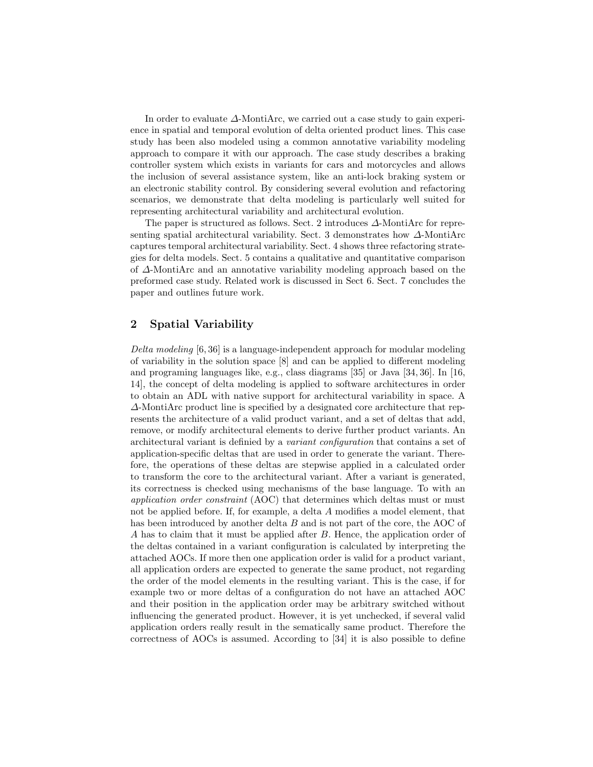In order to evaluate $\Delta$-MontiArc, we carried out a case study to gain experience in spatial and temporal evolution of delta oriented product lines. This case study has been also modeled using a common annotative variability modeling approach to compare it with our approach. The case study describes a braking controller system which exists in variants for cars and motorcycles and allows the inclusion of several assistance system, like an anti-lock braking system or an electronic stability control. By considering several evolution and refactoring scenarios, we demonstrate that delta modeling is particularly well suited for representing architectural variability and architectural evolution.

The paper is structured as follows. Sect. 2 introduces $\Delta$-MontiArc for representing spatial architectural variability. Sect. 3 demonstrates how $\Delta$-MontiArc captures temporal architectural variability. Sect. 4 shows three refactoring strategies for delta models. Sect. 5 contains a qualitative and quantitative comparison of $\Delta$-MontiArc and an annotative variability modeling approach based on the preformed case study. Related work is discussed in Sect 6. Sect. 7 concludes the paper and outlines future work.

## 2 Spatial Variability

*Delta modeling* [6, 36] is a language-independent approach for modular modeling of variability in the solution space [8] and can be applied to different modeling and programing languages like, e.g., class diagrams [35] or Java [34, 36]. In [16, 14], the concept of delta modeling is applied to software architectures in order to obtain an ADL with native support for architectural variability in space. A $\Delta$-MontiArc product line is specified by a designated core architecture that represents the architecture of a valid product variant, and a set of deltas that add, remove, or modify architectural elements to derive further product variants. An architectural variant is definied by a *variant configuration* that contains a set of application-specific deltas that are used in order to generate the variant. Therefore, the operations of these deltas are stepwise applied in a calculated order to transform the core to the architectural variant. After a variant is generated, its correctness is checked using mechanisms of the base language. To with an *application order constraint* (AOC) that determines which deltas must or must not be applied before. If, for example, a delta $A$ modifies a model element, that has been introduced by another delta $B$ and is not part of the core, the AOC of $A$ has to claim that it must be applied after $B$. Hence, the application order of the deltas contained in a variant configuration is calculated by interpreting the attached AOCs. If more then one application order is valid for a product variant, all application orders are expected to generate the same product, not regarding the order of the model elements in the resulting variant. This is the case, if for example two or more deltas of a configuration do not have an attached AOC and their position in the application order may be arbitrary switched without influencing the generated product. However, it is yet unchecked, if several valid application orders really result in the sematically same product. Therefore the correctness of AOCs is assumed. According to [34] it is also possible to define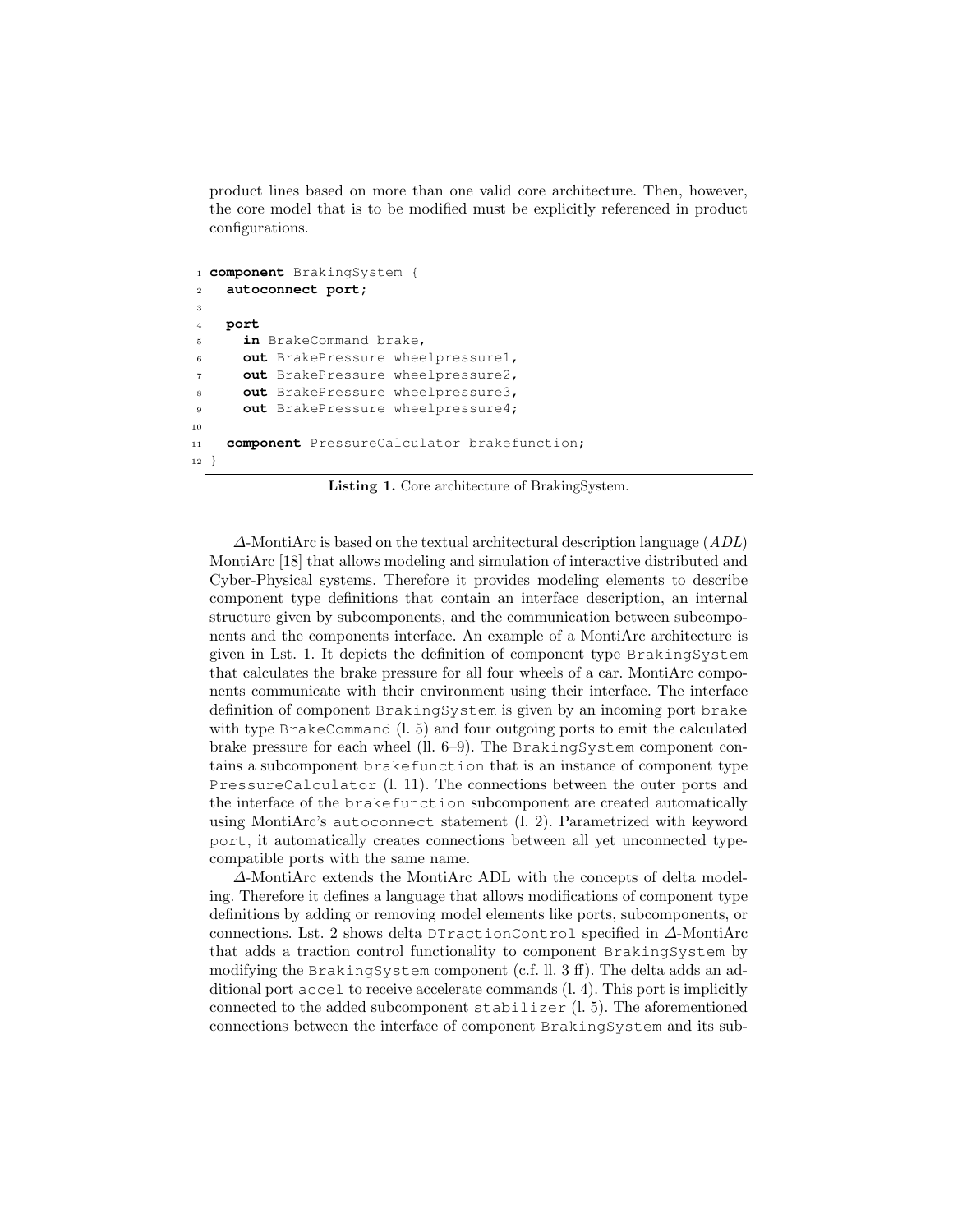product lines based on more than one valid core architecture. Then, however, the core model that is to be modified must be explicitly referenced in product configurations.

```
component BrakingSystem {
  autoconnect port;

  port
    in BrakeCommand brake,
    out BrakePressure wheelpressure1,
    out BrakePressure wheelpressure2,
    out BrakePressure wheelpressure3,
    out BrakePressure wheelpressure4;

  component PressureCalculator brakefunction;
}
```

**Listing 1.** Core architecture of BrakingSystem.

$\Delta$-MontiArc is based on the textual architectural description language (*ADL*) MontiArc [18] that allows modeling and simulation of interactive distributed and Cyber-Physical systems. Therefore it provides modeling elements to describe component type definitions that contain an interface description, an internal structure given by subcomponents, and the communication between subcomponents and the components interface. An example of a MontiArc architecture is given in Lst. 1. It depicts the definition of component type `BrakingSystem` that calculates the brake pressure for all four wheels of a car. MontiArc components communicate with their environment using their interface. The interface definition of component `BrakingSystem` is given by an incoming port `brake` with type `BrakeCommand` (l. 5) and four outgoing ports to emit the calculated brake pressure for each wheel (ll. 6–9). The `BrakingSystem` component contains a subcomponent `brakefunction` that is an instance of component type `PressureCalculator` (l. 11). The connections between the outer ports and the interface of the `brakefunction` subcomponent are created automatically using MontiArc's `autoconnect` statement (l. 2). Parametrized with keyword `port`, it automatically creates connections between all yet unconnected type-compatible ports with the same name.

$\Delta$-MontiArc extends the MontiArc ADL with the concepts of delta modeling. Therefore it defines a language that allows modifications of component type definitions by adding or removing model elements like ports, subcomponents, or connections. Lst. 2 shows delta `DTractionControl` specified in $\Delta$-MontiArc that adds a traction control functionality to component `BrakingSystem` by modifying the `BrakingSystem` component (c.f. ll. 3 ff). The delta adds an additional port `accel` to receive accelerate commands (l. 4). This port is implicitly connected to the added subcomponent `stabilizer` (l. 5). The aforementioned connections between the interface of component `BrakingSystem` and its sub-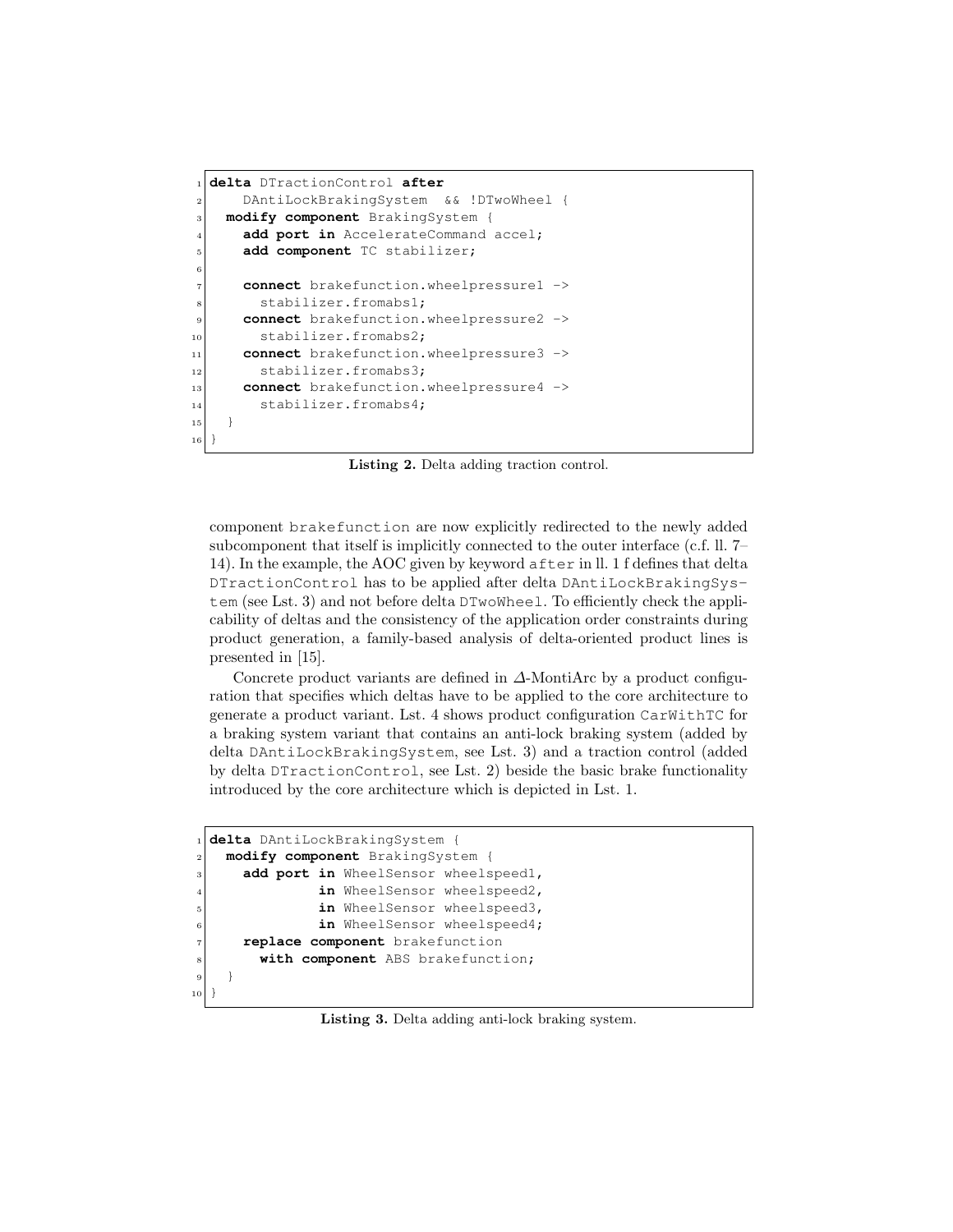```
delta DTractionControl after
    DAntiLockBrakingSystem  && !DTwoWheel {
  modify component BrakingSystem {
    add port in AccelerateCommand accel;
    add component TC stabilizer;

    connect brakefunction.wheelpressure1 ->
      stabilizer.fromabs1;
    connect brakefunction.wheelpressure2 ->
      stabilizer.fromabs2;
    connect brakefunction.wheelpressure3 ->
      stabilizer.fromabs3;
    connect brakefunction.wheelpressure4 ->
      stabilizer.fromabs4;
  }
}
```

**Listing 2.** Delta adding traction control.

component brakefunction are now explicitly redirected to the newly added subcomponent that itself is implicitly connected to the outer interface (c.f. ll. 7–14). In the example, the AOC given by keyword after in ll. 1 f defines that delta DTractionControl has to be applied after delta DAntiLockBrakingSystem (see Lst. 3) and not before delta DTwoWheel. To efficiently check the applicability of deltas and the consistency of the application order constraints during product generation, a family-based analysis of delta-oriented product lines is presented in [15].

Concrete product variants are defined in $\Delta$-MontiArc by a product configuration that specifies which deltas have to be applied to the core architecture to generate a product variant. Lst. 4 shows product configuration CarWithTC for a braking system variant that contains an anti-lock braking system (added by delta DAntiLockBrakingSystem, see Lst. 3) and a traction control (added by delta DTractionControl, see Lst. 2) beside the basic brake functionality introduced by the core architecture which is depicted in Lst. 1.

```
delta DAntiLockBrakingSystem {
  modify component BrakingSystem {
    add port in WheelSensor wheelspeed1,
             in WheelSensor wheelspeed2,
             in WheelSensor wheelspeed3,
             in WheelSensor wheelspeed4;
    replace component brakefunction
      with component ABS brakefunction;
  }
}
```

**Listing 3.** Delta adding anti-lock braking system.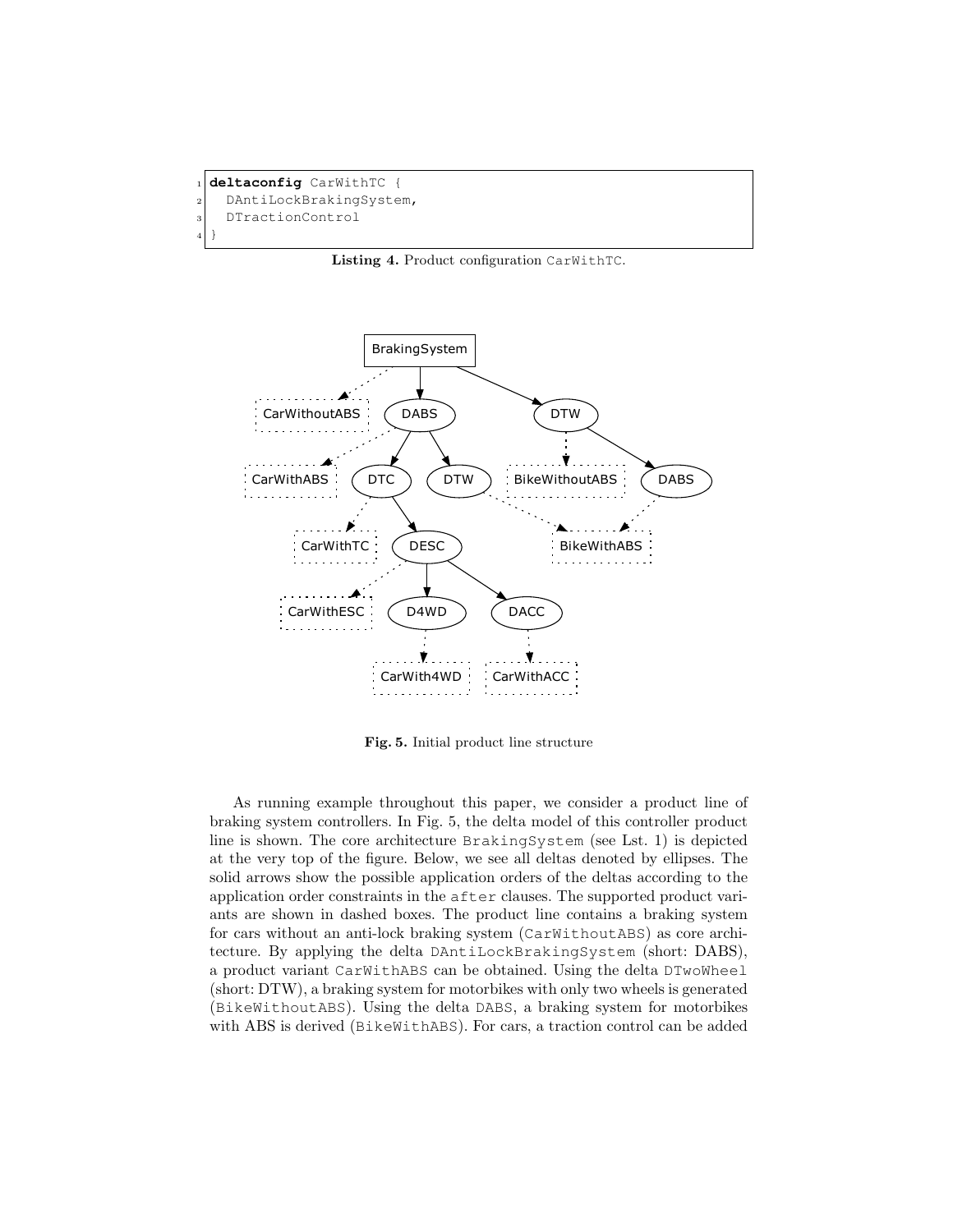```
deltaconfig CarWithTC {
  DAntiLockBrakingSystem,
  DTractionControl
}
```

**Listing 4.** Product configuration `CarWithTC`.

**Fig. 5.** Initial product line structure

As running example throughout this paper, we consider a product line of braking system controllers. In Fig. 5, the delta model of this controller product line is shown. The core architecture `BrakingSystem` (see Lst. 1) is depicted at the very top of the figure. Below, we see all deltas denoted by ellipses. The solid arrows show the possible application orders of the deltas according to the application order constraints in the `after` clauses. The supported product variants are shown in dashed boxes. The product line contains a braking system for cars without an anti-lock braking system (`CarWithoutABS`) as core architecture. By applying the delta `DAntiLockBrakingSystem` (short: DABS), a product variant `CarWithABS` can be obtained. Using the delta `DTwoWheel` (short: DTW), a braking system for motorbikes with only two wheels is generated (`BikeWithoutABS`). Using the delta `DABS`, a braking system for motorbikes with ABS is derived (`BikeWithABS`). For cars, a traction control can be added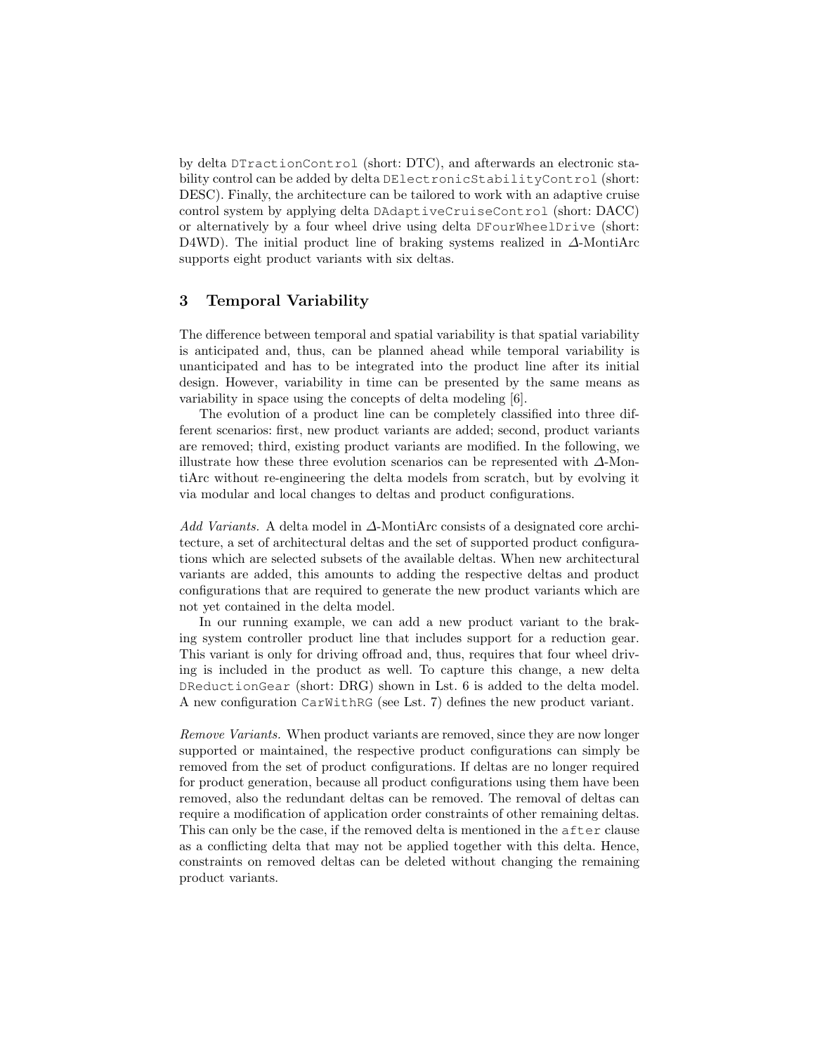by delta `DTractionControl` (short: DTC), and afterwards an electronic stability control can be added by delta `DElectronicStabilityControl` (short: DESC). Finally, the architecture can be tailored to work with an adaptive cruise control system by applying delta `DAdaptiveCruiseControl` (short: DACC) or alternatively by a four wheel drive using delta `DFourWheelDrive` (short: D4WD). The initial product line of braking systems realized in $\Delta$-MontiArc supports eight product variants with six deltas.

## 3 Temporal Variability

The difference between temporal and spatial variability is that spatial variability is anticipated and, thus, can be planned ahead while temporal variability is unanticipated and has to be integrated into the product line after its initial design. However, variability in time can be presented by the same means as variability in space using the concepts of delta modeling [6].

The evolution of a product line can be completely classified into three different scenarios: first, new product variants are added; second, product variants are removed; third, existing product variants are modified. In the following, we illustrate how these three evolution scenarios can be represented with $\Delta$-MontiArc without re-engineering the delta models from scratch, but by evolving it via modular and local changes to deltas and product configurations.

*Add Variants.* A delta model in $\Delta$-MontiArc consists of a designated core architecture, a set of architectural deltas and the set of supported product configurations which are selected subsets of the available deltas. When new architectural variants are added, this amounts to adding the respective deltas and product configurations that are required to generate the new product variants which are not yet contained in the delta model.

In our running example, we can add a new product variant to the braking system controller product line that includes support for a reduction gear. This variant is only for driving offroad and, thus, requires that four wheel driving is included in the product as well. To capture this change, a new delta `DReductionGear` (short: DRG) shown in Lst. 6 is added to the delta model. A new configuration `CarWithRG` (see Lst. 7) defines the new product variant.

*Remove Variants.* When product variants are removed, since they are now longer supported or maintained, the respective product configurations can simply be removed from the set of product configurations. If deltas are no longer required for product generation, because all product configurations using them have been removed, also the redundant deltas can be removed. The removal of deltas can require a modification of application order constraints of other remaining deltas. This can only be the case, if the removed delta is mentioned in the `after` clause as a conflicting delta that may not be applied together with this delta. Hence, constraints on removed deltas can be deleted without changing the remaining product variants.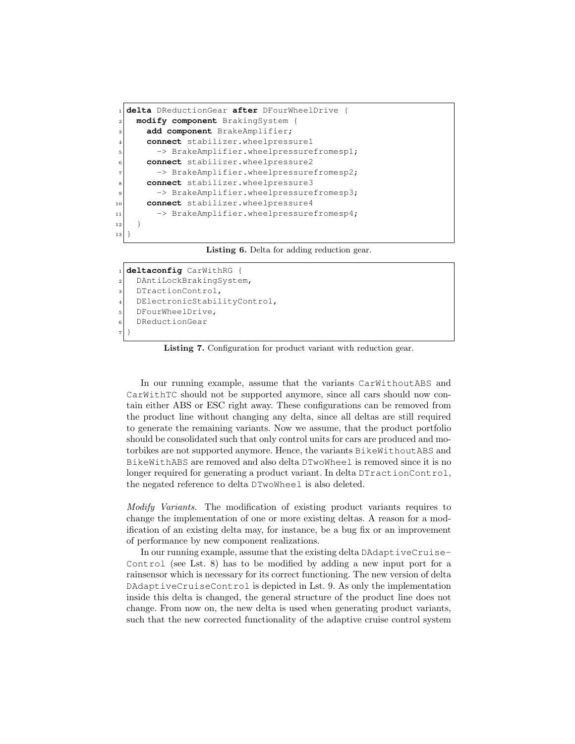```
delta DReductionGear after DFourWheelDrive {
  modify component BrakingSystem {
    add component BrakeAmplifier;
    connect stabilizer.wheelpressure1
      -> BrakeAmplifier.wheelpressurefromesp1;
    connect stabilizer.wheelpressure2
      -> BrakeAmplifier.wheelpressurefromesp2;
    connect stabilizer.wheelpressure3
      -> BrakeAmplifier.wheelpressurefromesp3;
    connect stabilizer.wheelpressure4
      -> BrakeAmplifier.wheelpressurefromesp4;
  }
}
```

**Listing 6.** Delta for adding reduction gear.

```
deltaconfig CarWithRG {
  DAntiLockBrakingSystem,
  DTractionControl,
  DElectronicStabilityControl,
  DFourWheelDrive,
  DReductionGear
}
```

**Listing 7.** Configuration for product variant with reduction gear.

In our running example, assume that the variants CarWithoutABS and CarWithTC should not be supported anymore, since all cars should now contain either ABS or ESC right away. These configurations can be removed from the product line without changing any delta, since all deltas are still required to generate the remaining variants. Now we assume, that the product portfolio should be consolidated such that only control units for cars are produced and motorbikes are not supported anymore. Hence, the variants BikeWithoutABS and BikeWithABS are removed and also delta DTwoWheel is removed since it is no longer required for generating a product variant. In delta DTractionControl, the negated reference to delta DTwoWheel is also deleted.

*Modify Variants.* The modification of existing product variants requires to change the implementation of one or more existing deltas. A reason for a modification of an existing delta may, for instance, be a bug fix or an improvement of performance by new component realizations.

In our running example, assume that the existing delta DAdaptiveCruiseControl (see Lst. 8) has to be modified by adding a new input port for a rainsensor which is necessary for its correct functioning. The new version of delta DAdaptiveCruiseControl is depicted in Lst. 9. As only the implementation inside this delta is changed, the general structure of the product line does not change. From now on, the new delta is used when generating product variants, such that the new corrected functionality of the adaptive cruise control system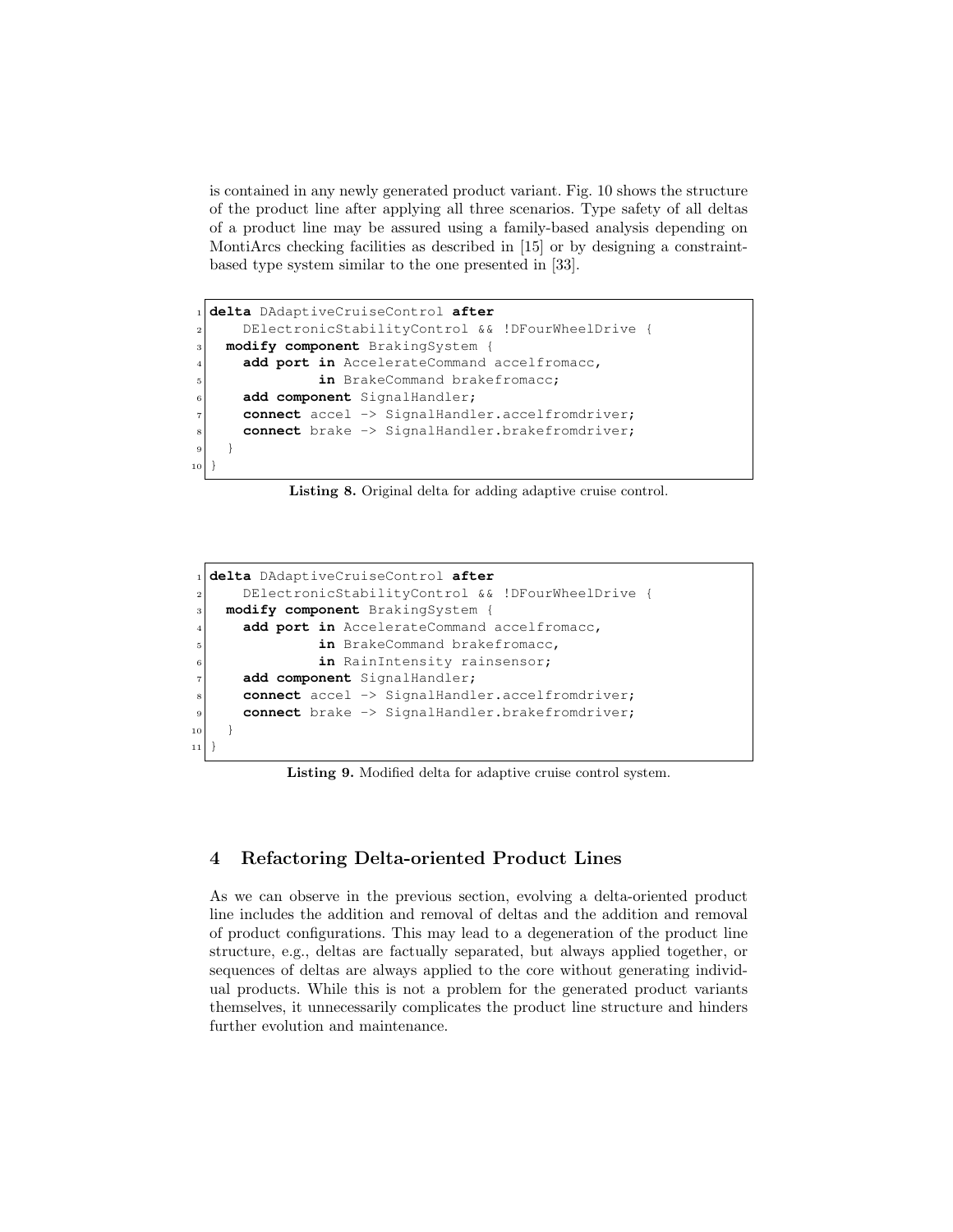is contained in any newly generated product variant. Fig. 10 shows the structure of the product line after applying all three scenarios. Type safety of all deltas of a product line may be assured using a family-based analysis depending on MontiArcs checking facilities as described in [15] or by designing a constraint-based type system similar to the one presented in [33].

```
delta DAdaptiveCruiseControl after
    DElectronicStabilityControl && !DFourWheelDrive {
  modify component BrakingSystem {
    add port in AccelerateCommand accelfromacc,
             in BrakeCommand brakefromacc;
    add component SignalHandler;
    connect accel -> SignalHandler.accelfromdriver;
    connect brake -> SignalHandler.brakefromdriver;
  }
}
```

**Listing 8.** Original delta for adding adaptive cruise control.

```
delta DAdaptiveCruiseControl after
    DElectronicStabilityControl && !DFourWheelDrive {
  modify component BrakingSystem {
    add port in AccelerateCommand accelfromacc,
             in BrakeCommand brakefromacc,
             in RainIntensity rainsensor;
    add component SignalHandler;
    connect accel -> SignalHandler.accelfromdriver;
    connect brake -> SignalHandler.brakefromdriver;
  }
}
```

**Listing 9.** Modified delta for adaptive cruise control system.

## 4 Refactoring Delta-oriented Product Lines

As we can observe in the previous section, evolving a delta-oriented product line includes the addition and removal of deltas and the addition and removal of product configurations. This may lead to a degeneration of the product line structure, e.g., deltas are factually separated, but always applied together, or sequences of deltas are always applied to the core without generating individual products. While this is not a problem for the generated product variants themselves, it unnecessarily complicates the product line structure and hinders further evolution and maintenance.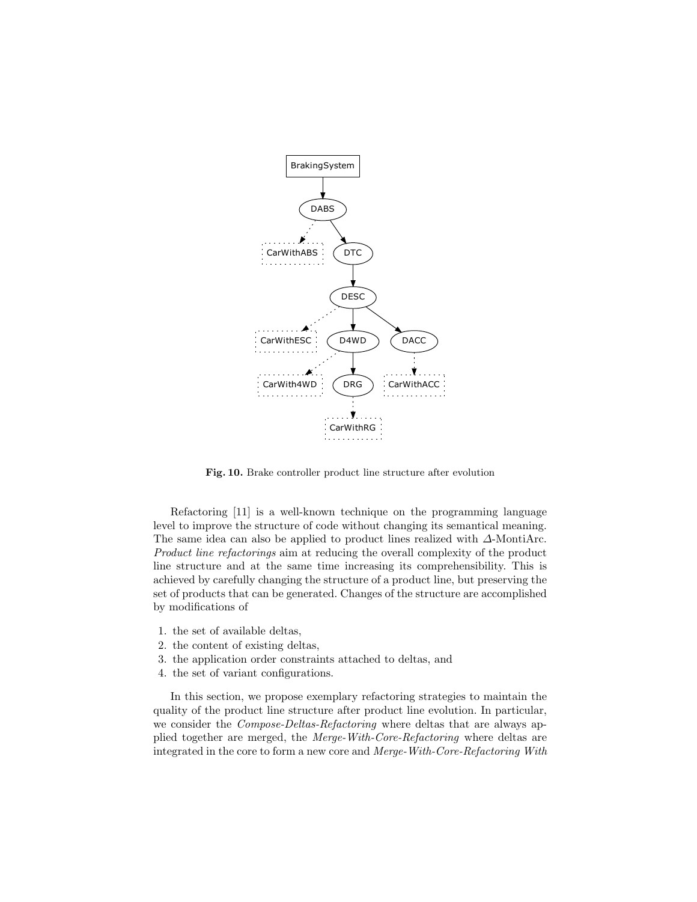Fig. 10. Brake controller product line structure after evolution

Refactoring [11] is a well-known technique on the programming language level to improve the structure of code without changing its semantical meaning. The same idea can also be applied to product lines realized with $\Delta$-MontiArc. *Product line refactorings* aim at reducing the overall complexity of the product line structure and at the same time increasing its comprehensibility. This is achieved by carefully changing the structure of a product line, but preserving the set of products that can be generated. Changes of the structure are accomplished by modifications of

1. the set of available deltas,
2. the content of existing deltas,
3. the application order constraints attached to deltas, and
4. the set of variant configurations.

In this section, we propose exemplary refactoring strategies to maintain the quality of the product line structure after product line evolution. In particular, we consider the *Compose-Deltas-Refactoring* where deltas that are always applied together are merged, the *Merge-With-Core-Refactoring* where deltas are integrated in the core to form a new core and *Merge-With-Core-Refactoring With*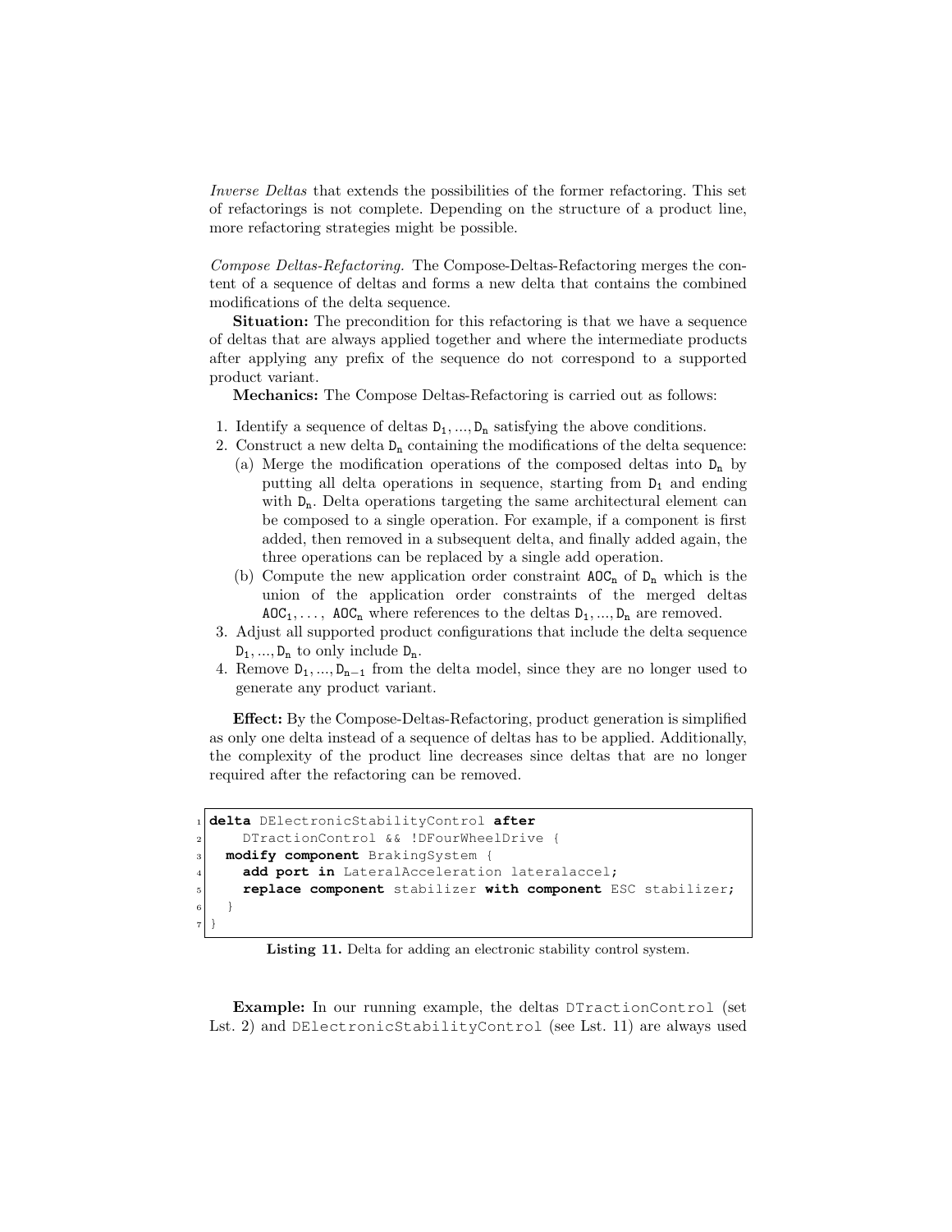*Inverse Deltas* that extends the possibilities of the former refactoring. This set of refactorings is not complete. Depending on the structure of a product line, more refactoring strategies might be possible.

*Compose Deltas-Refactoring.* The Compose-Deltas-Refactoring merges the content of a sequence of deltas and forms a new delta that contains the combined modifications of the delta sequence.

**Situation:** The precondition for this refactoring is that we have a sequence of deltas that are always applied together and where the intermediate products after applying any prefix of the sequence do not correspond to a supported product variant.

**Mechanics:** The Compose Deltas-Refactoring is carried out as follows:

1. Identify a sequence of deltas $\mathtt{D_1}, ..., \mathtt{D_n}$ satisfying the above conditions.
2. Construct a new delta $\mathtt{D_n}$ containing the modifications of the delta sequence:
   (a) Merge the modification operations of the composed deltas into $\mathtt{D_n}$ by putting all delta operations in sequence, starting from $\mathtt{D_1}$ and ending with $\mathtt{D_n}$. Delta operations targeting the same architectural element can be composed to a single operation. For example, if a component is first added, then removed in a subsequent delta, and finally added again, the three operations can be replaced by a single add operation.
   (b) Compute the new application order constraint $\mathtt{AOC_n}$ of $\mathtt{D_n}$ which is the union of the application order constraints of the merged deltas $\mathtt{AOC_1}, \ldots, \mathtt{AOC_n}$ where references to the deltas $\mathtt{D_1}, ..., \mathtt{D_n}$ are removed.
3. Adjust all supported product configurations that include the delta sequence $\mathtt{D_1}, ..., \mathtt{D_n}$ to only include $\mathtt{D_n}$.
4. Remove $\mathtt{D_1}, ..., \mathtt{D_{n-1}}$ from the delta model, since they are no longer used to generate any product variant.

**Effect:** By the Compose-Deltas-Refactoring, product generation is simplified as only one delta instead of a sequence of deltas has to be applied. Additionally, the complexity of the product line decreases since deltas that are no longer required after the refactoring can be removed.

```
delta DElectronicStabilityControl after
    DTractionControl && !DFourWheelDrive {
  modify component BrakingSystem {
    add port in LateralAcceleration lateralaccel;
    replace component stabilizer with component ESC stabilizer;
  }
}
```

**Listing 11.** Delta for adding an electronic stability control system.

**Example:** In our running example, the deltas DTractionControl (set Lst. 2) and DElectronicStabilityControl (see Lst. 11) are always used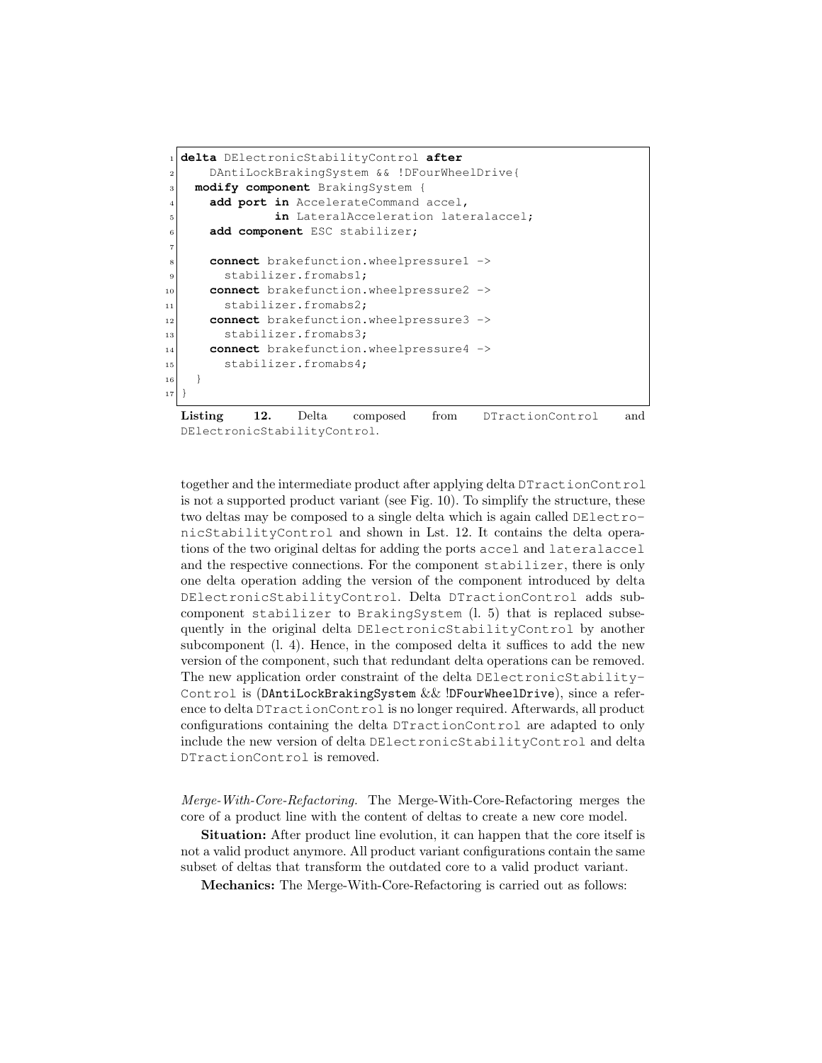```
delta DElectronicStabilityControl after
    DAntiLockBrakingSystem && !DFourWheelDrive{
  modify component BrakingSystem {
    add port in AccelerateCommand accel,
             in LateralAcceleration lateralaccel;
    add component ESC stabilizer;

    connect brakefunction.wheelpressure1 ->
      stabilizer.fromabs1;
    connect brakefunction.wheelpressure2 ->
      stabilizer.fromabs2;
    connect brakefunction.wheelpressure3 ->
      stabilizer.fromabs3;
    connect brakefunction.wheelpressure4 ->
      stabilizer.fromabs4;
  }
}
```

**Listing 12.** Delta composed from `DTractionControl` and `DElectronicStabilityControl`.

together and the intermediate product after applying delta `DTractionControl` is not a supported product variant (see Fig. 10). To simplify the structure, these two deltas may be composed to a single delta which is again called `DElectronicStabilityControl` and shown in Lst. 12. It contains the delta operations of the two original deltas for adding the ports `accel` and `lateralaccel` and the respective connections. For the component `stabilizer`, there is only one delta operation adding the version of the component introduced by delta `DElectronicStabilityControl`. Delta `DTractionControl` adds subcomponent `stabilizer` to `BrakingSystem` (l. 5) that is replaced subsequently in the original delta `DElectronicStabilityControl` by another subcomponent (l. 4). Hence, in the composed delta it suffices to add the new version of the component, such that redundant delta operations can be removed. The new application order constraint of the delta `DElectronicStability-Control` is (`DAntiLockBrakingSystem` && `!DFourWheelDrive`), since a reference to delta `DTractionControl` is no longer required. Afterwards, all product configurations containing the delta `DTractionControl` are adapted to only include the new version of delta `DElectronicStabilityControl` and delta `DTractionControl` is removed.

*Merge-With-Core-Refactoring.* The Merge-With-Core-Refactoring merges the core of a product line with the content of deltas to create a new core model.

**Situation:** After product line evolution, it can happen that the core itself is not a valid product anymore. All product variant configurations contain the same subset of deltas that transform the outdated core to a valid product variant.

**Mechanics:** The Merge-With-Core-Refactoring is carried out as follows: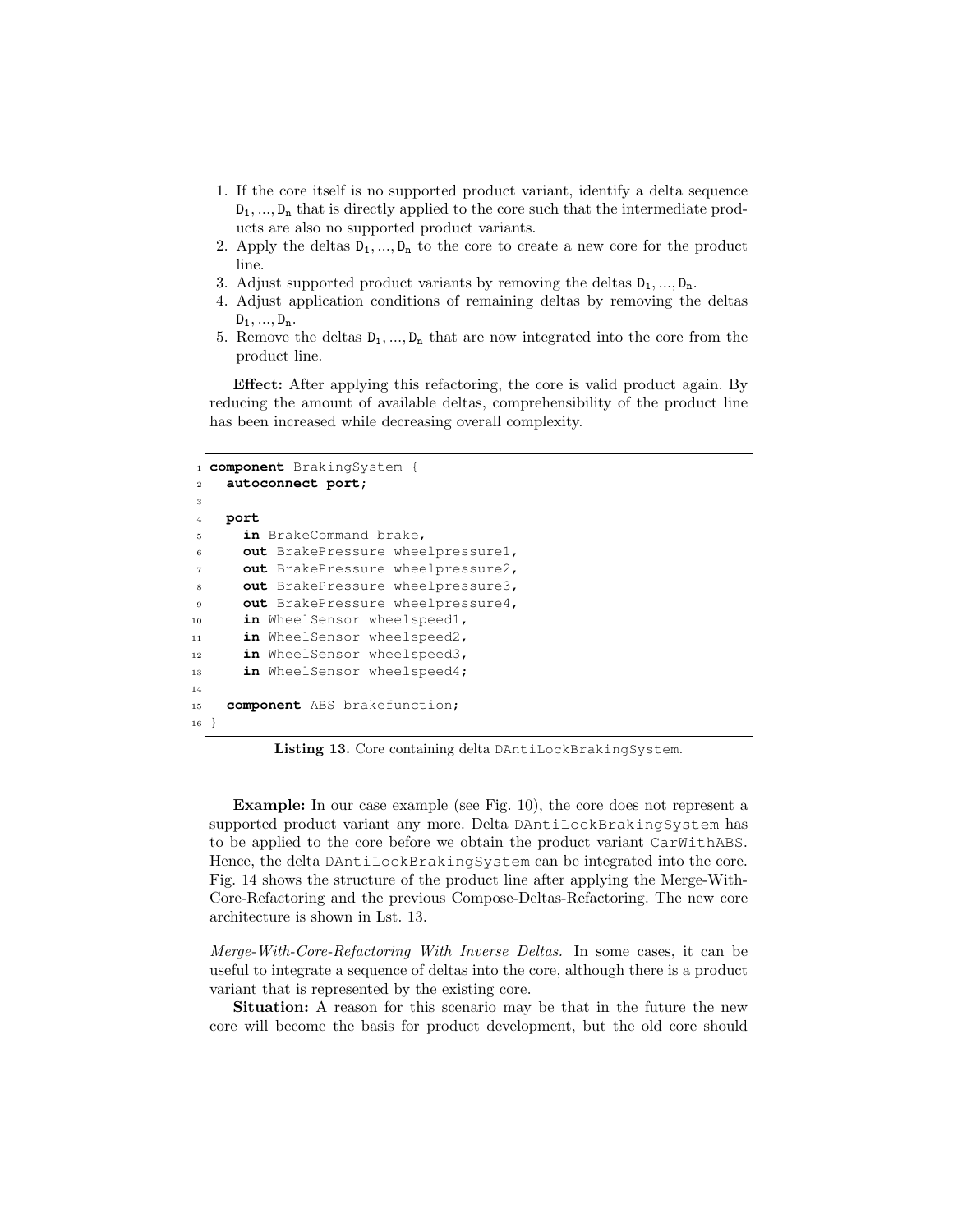1. If the core itself is no supported product variant, identify a delta sequence $D_1, ..., D_n$ that is directly applied to the core such that the intermediate products are also no supported product variants.
2. Apply the deltas $D_1, ..., D_n$ to the core to create a new core for the product line.
3. Adjust supported product variants by removing the deltas $D_1, ..., D_n$.
4. Adjust application conditions of remaining deltas by removing the deltas $D_1, ..., D_n$.
5. Remove the deltas $D_1, ..., D_n$ that are now integrated into the core from the product line.

**Effect:** After applying this refactoring, the core is valid product again. By reducing the amount of available deltas, comprehensibility of the product line has been increased while decreasing overall complexity.

```
component BrakingSystem {
  autoconnect port;

  port
    in BrakeCommand brake,
    out BrakePressure wheelpressure1,
    out BrakePressure wheelpressure2,
    out BrakePressure wheelpressure3,
    out BrakePressure wheelpressure4,
    in WheelSensor wheelspeed1,
    in WheelSensor wheelspeed2,
    in WheelSensor wheelspeed3,
    in WheelSensor wheelspeed4;

  component ABS brakefunction;
}
```

**Listing 13.** Core containing delta DAntiLockBrakingSystem.

**Example:** In our case example (see Fig. 10), the core does not represent a supported product variant any more. Delta DAntiLockBrakingSystem has to be applied to the core before we obtain the product variant CarWithABS. Hence, the delta DAntiLockBrakingSystem can be integrated into the core. Fig. 14 shows the structure of the product line after applying the Merge-With-Core-Refactoring and the previous Compose-Deltas-Refactoring. The new core architecture is shown in Lst. 13.

*Merge-With-Core-Refactoring With Inverse Deltas.* In some cases, it can be useful to integrate a sequence of deltas into the core, although there is a product variant that is represented by the existing core.

**Situation:** A reason for this scenario may be that in the future the new core will become the basis for product development, but the old core should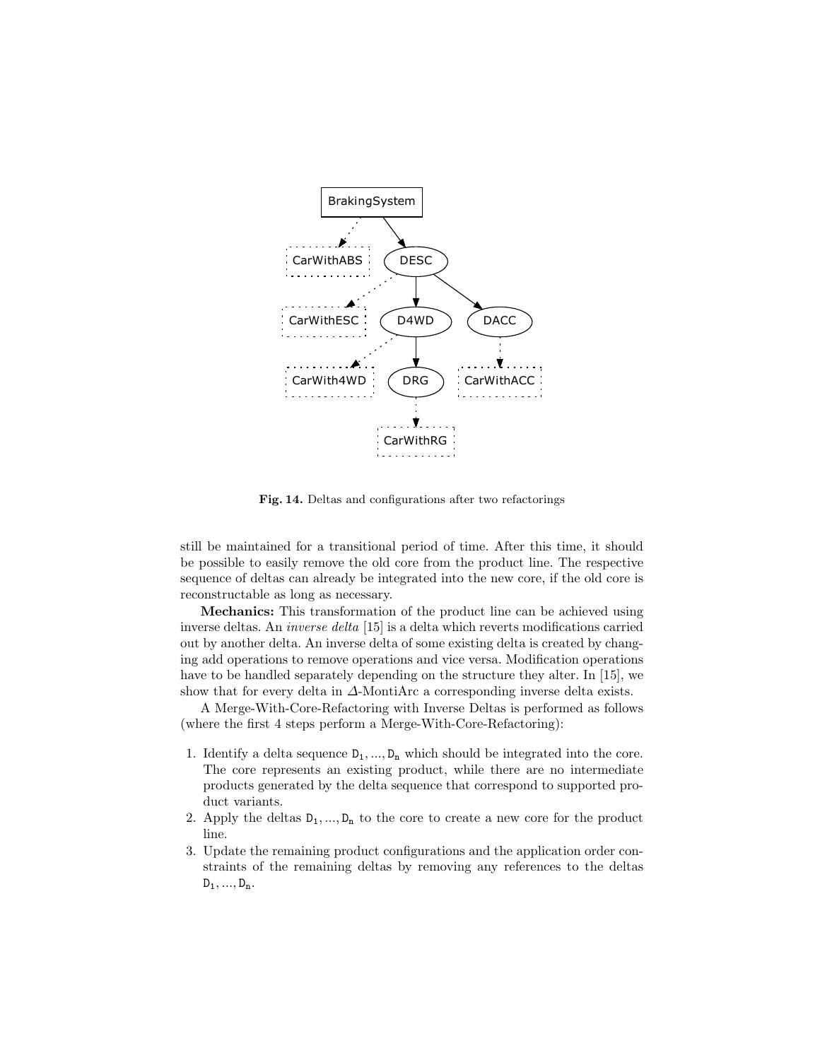Fig. 14. Deltas and configurations after two refactorings

still be maintained for a transitional period of time. After this time, it should be possible to easily remove the old core from the product line. The respective sequence of deltas can already be integrated into the new core, if the old core is reconstructable as long as necessary.

**Mechanics:** This transformation of the product line can be achieved using inverse deltas. An *inverse delta* [15] is a delta which reverts modifications carried out by another delta. An inverse delta of some existing delta is created by changing add operations to remove operations and vice versa. Modification operations have to be handled separately depending on the structure they alter. In [15], we show that for every delta in $\Delta$-MontiArc a corresponding inverse delta exists.

A Merge-With-Core-Refactoring with Inverse Deltas is performed as follows (where the first 4 steps perform a Merge-With-Core-Refactoring):

1. Identify a delta sequence $D_1, ..., D_n$ which should be integrated into the core. The core represents an existing product, while there are no intermediate products generated by the delta sequence that correspond to supported product variants.
2. Apply the deltas $D_1, ..., D_n$ to the core to create a new core for the product line.
3. Update the remaining product configurations and the application order constraints of the remaining deltas by removing any references to the deltas $D_1, ..., D_n$.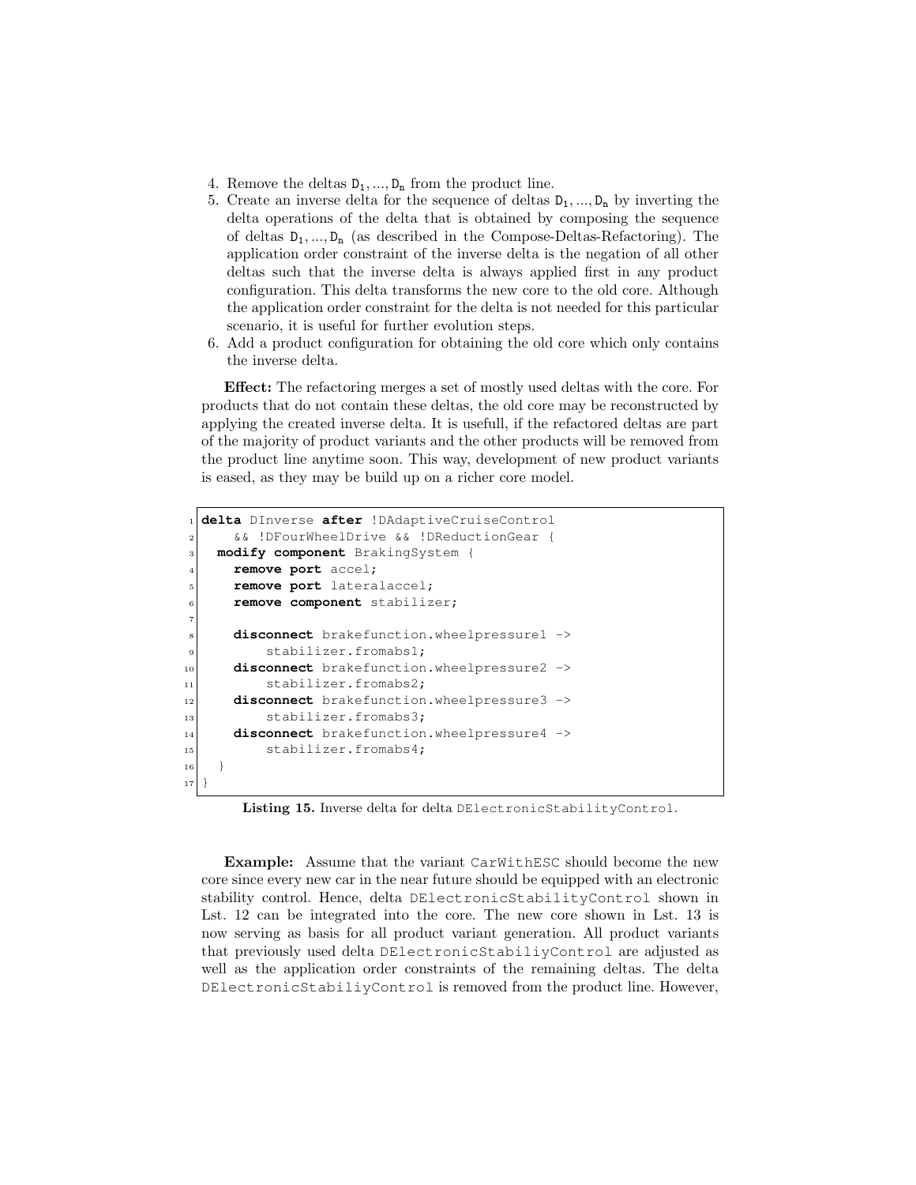4. Remove the deltas $D_1, ..., D_n$ from the product line.
5. Create an inverse delta for the sequence of deltas $D_1, ..., D_n$ by inverting the delta operations of the delta that is obtained by composing the sequence of deltas $D_1, ..., D_n$ (as described in the Compose-Deltas-Refactoring). The application order constraint of the inverse delta is the negation of all other deltas such that the inverse delta is always applied first in any product configuration. This delta transforms the new core to the old core. Although the application order constraint for the delta is not needed for this particular scenario, it is useful for further evolution steps.
6. Add a product configuration for obtaining the old core which only contains the inverse delta.

**Effect:** The refactoring merges a set of mostly used deltas with the core. For products that do not contain these deltas, the old core may be reconstructed by applying the created inverse delta. It is usefull, if the refactored deltas are part of the majority of product variants and the other products will be removed from the product line anytime soon. This way, development of new product variants is eased, as they may be build up on a richer core model.

```
delta DInverse after !DAdaptiveCruiseControl
    && !DFourWheelDrive && !DReductionGear {
  modify component BrakingSystem {
    remove port accel;
    remove port lateralaccel;
    remove component stabilizer;

    disconnect brakefunction.wheelpressure1 ->
        stabilizer.fromabs1;
    disconnect brakefunction.wheelpressure2 ->
        stabilizer.fromabs2;
    disconnect brakefunction.wheelpressure3 ->
        stabilizer.fromabs3;
    disconnect brakefunction.wheelpressure4 ->
        stabilizer.fromabs4;
  }
}
```

**Listing 15.** Inverse delta for delta `DElectronicStabilityControl`.

**Example:** Assume that the variant `CarWithESC` should become the new core since every new car in the near future should be equipped with an electronic stability control. Hence, delta `DElectronicStabilityControl` shown in Lst. 12 can be integrated into the core. The new core shown in Lst. 13 is now serving as basis for all product variant generation. All product variants that previously used delta `DElectronicStabiliyControl` are adjusted as well as the application order constraints of the remaining deltas. The delta `DElectronicStabiliyControl` is removed from the product line. However,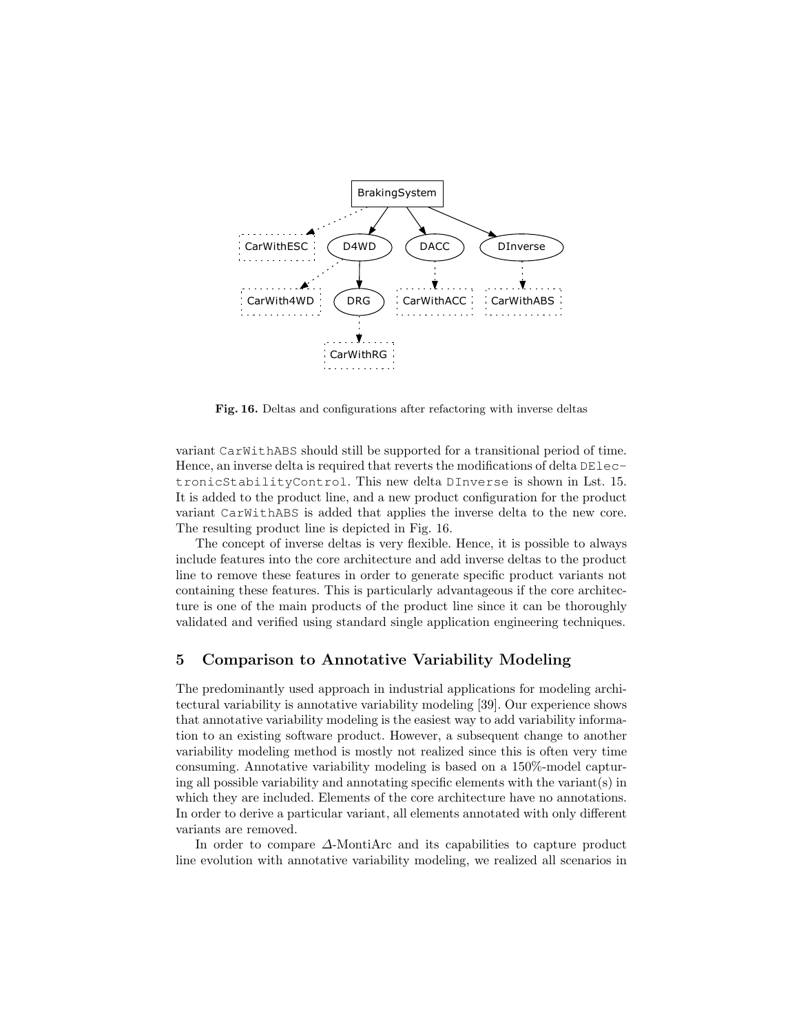**Fig. 16.** Deltas and configurations after refactoring with inverse deltas

variant CarWithABS should still be supported for a transitional period of time. Hence, an inverse delta is required that reverts the modifications of delta DElectronicStabilityControl. This new delta DInverse is shown in Lst. 15. It is added to the product line, and a new product configuration for the product variant CarWithABS is added that applies the inverse delta to the new core. The resulting product line is depicted in Fig. 16.

The concept of inverse deltas is very flexible. Hence, it is possible to always include features into the core architecture and add inverse deltas to the product line to remove these features in order to generate specific product variants not containing these features. This is particularly advantageous if the core architecture is one of the main products of the product line since it can be thoroughly validated and verified using standard single application engineering techniques.

## 5 Comparison to Annotative Variability Modeling

The predominantly used approach in industrial applications for modeling architectural variability is annotative variability modeling [39]. Our experience shows that annotative variability modeling is the easiest way to add variability information to an existing software product. However, a subsequent change to another variability modeling method is mostly not realized since this is often very time consuming. Annotative variability modeling is based on a 150%-model capturing all possible variability and annotating specific elements with the variant(s) in which they are included. Elements of the core architecture have no annotations. In order to derive a particular variant, all elements annotated with only different variants are removed.

In order to compare $\Delta$-MontiArc and its capabilities to capture product line evolution with annotative variability modeling, we realized all scenarios in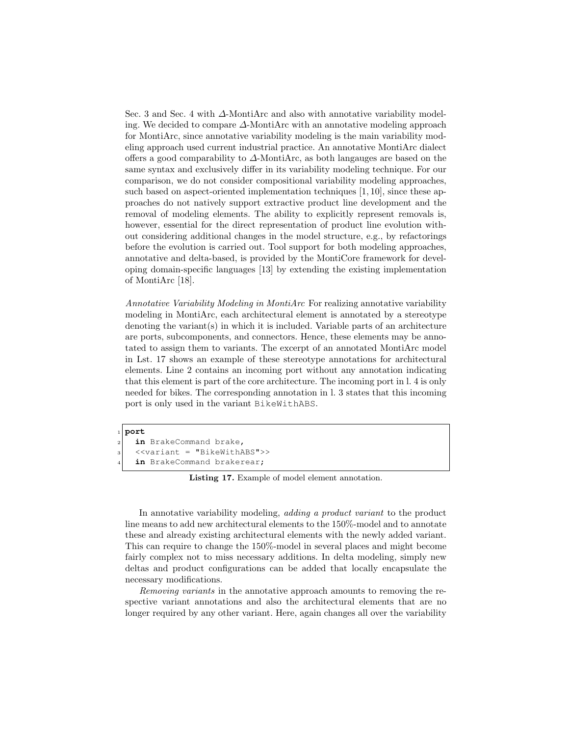Sec. 3 and Sec. 4 with $\Delta$-MontiArc and also with annotative variability modeling. We decided to compare $\Delta$-MontiArc with an annotative modeling approach for MontiArc, since annotative variability modeling is the main variability modeling approach used current industrial practice. An annotative MontiArc dialect offers a good comparability to $\Delta$-MontiArc, as both langauges are based on the same syntax and exclusively differ in its variability modeling technique. For our comparison, we do not consider compositional variability modeling approaches, such based on aspect-oriented implementation techniques [1, 10], since these approaches do not natively support extractive product line development and the removal of modeling elements. The ability to explicitly represent removals is, however, essential for the direct representation of product line evolution without considering additional changes in the model structure, e.g., by refactorings before the evolution is carried out. Tool support for both modeling approaches, annotative and delta-based, is provided by the MontiCore framework for developing domain-specific languages [13] by extending the existing implementation of MontiArc [18].

*Annotative Variability Modeling in MontiArc* For realizing annotative variability modeling in MontiArc, each architectural element is annotated by a stereotype denoting the variant(s) in which it is included. Variable parts of an architecture are ports, subcomponents, and connectors. Hence, these elements may be annotated to assign them to variants. The excerpt of an annotated MontiArc model in Lst. 17 shows an example of these stereotype annotations for architectural elements. Line 2 contains an incoming port without any annotation indicating that this element is part of the core architecture. The incoming port in l. 4 is only needed for bikes. The corresponding annotation in l. 3 states that this incoming port is only used in the variant `BikeWithABS`.

```
port
  in BrakeCommand brake,
  <<variant = "BikeWithABS">>
  in BrakeCommand brakerear;
```

**Listing 17.** Example of model element annotation.

In annotative variability modeling, *adding a product variant* to the product line means to add new architectural elements to the 150%-model and to annotate these and already existing architectural elements with the newly added variant. This can require to change the 150%-model in several places and might become fairly complex not to miss necessary additions. In delta modeling, simply new deltas and product configurations can be added that locally encapsulate the necessary modifications.

*Removing variants* in the annotative approach amounts to removing the respective variant annotations and also the architectural elements that are no longer required by any other variant. Here, again changes all over the variability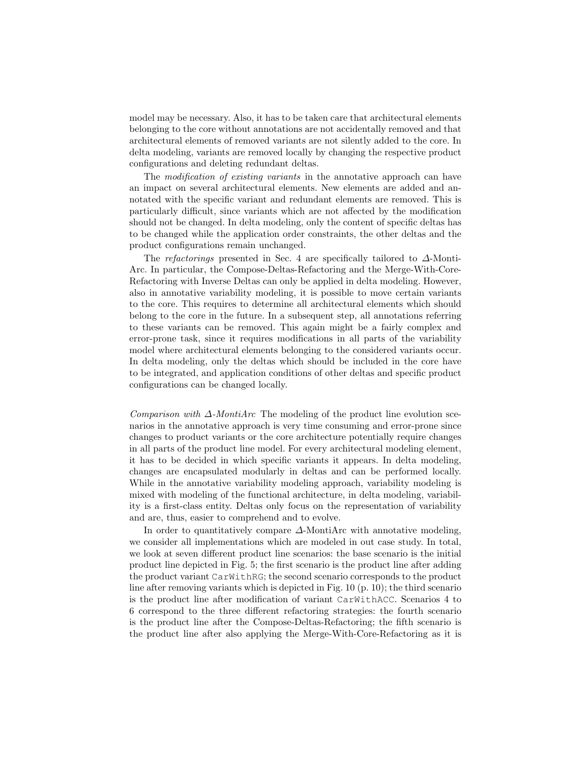model may be necessary. Also, it has to be taken care that architectural elements belonging to the core without annotations are not accidentally removed and that architectural elements of removed variants are not silently added to the core. In delta modeling, variants are removed locally by changing the respective product configurations and deleting redundant deltas.

The *modification of existing variants* in the annotative approach can have an impact on several architectural elements. New elements are added and annotated with the specific variant and redundant elements are removed. This is particularly difficult, since variants which are not affected by the modification should not be changed. In delta modeling, only the content of specific deltas has to be changed while the application order constraints, the other deltas and the product configurations remain unchanged.

The *refactorings* presented in Sec. 4 are specifically tailored to $\Delta$-MontiArc. In particular, the Compose-Deltas-Refactoring and the Merge-With-Core-Refactoring with Inverse Deltas can only be applied in delta modeling. However, also in annotative variability modeling, it is possible to move certain variants to the core. This requires to determine all architectural elements which should belong to the core in the future. In a subsequent step, all annotations referring to these variants can be removed. This again might be a fairly complex and error-prone task, since it requires modifications in all parts of the variability model where architectural elements belonging to the considered variants occur. In delta modeling, only the deltas which should be included in the core have to be integrated, and application conditions of other deltas and specific product configurations can be changed locally.

*Comparison with $\Delta$-MontiArc* The modeling of the product line evolution scenarios in the annotative approach is very time consuming and error-prone since changes to product variants or the core architecture potentially require changes in all parts of the product line model. For every architectural modeling element, it has to be decided in which specific variants it appears. In delta modeling, changes are encapsulated modularly in deltas and can be performed locally. While in the annotative variability modeling approach, variability modeling is mixed with modeling of the functional architecture, in delta modeling, variability is a first-class entity. Deltas only focus on the representation of variability and are, thus, easier to comprehend and to evolve.

In order to quantitatively compare $\Delta$-MontiArc with annotative modeling, we consider all implementations which are modeled in out case study. In total, we look at seven different product line scenarios: the base scenario is the initial product line depicted in Fig. 5; the first scenario is the product line after adding the product variant `CarWithRG`; the second scenario corresponds to the product line after removing variants which is depicted in Fig. 10 (p. 10); the third scenario is the product line after modification of variant `CarWithACC`. Scenarios 4 to 6 correspond to the three different refactoring strategies: the fourth scenario is the product line after the Compose-Deltas-Refactoring; the fifth scenario is the product line after also applying the Merge-With-Core-Refactoring as it is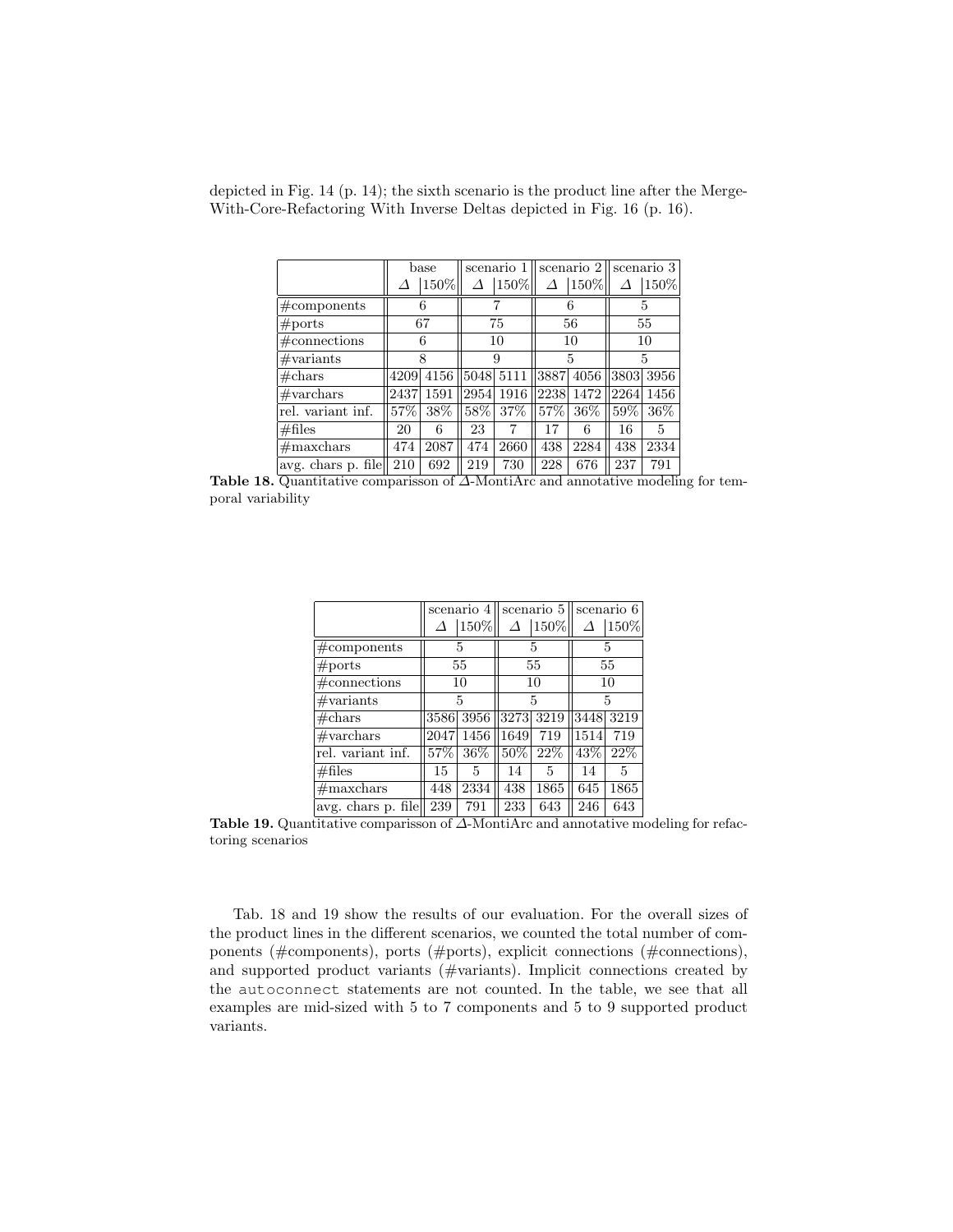depicted in Fig. 14 (p. 14); the sixth scenario is the product line after the Merge-With-Core-Refactoring With Inverse Deltas depicted in Fig. 16 (p. 16).

| | base | | scenario 1 | | scenario 2 | | scenario 3 | |
|---|---|---|---|---|---|---|---|---|
| | $\Delta$ | 150% | $\Delta$ | 150% | $\Delta$ | 150% | $\Delta$ | 150% |
| #components | 6 | | 7 | | 6 | | 5 | |
| #ports | 67 | | 75 | | 56 | | 55 | |
| #connections | 6 | | 10 | | 10 | | 10 | |
| #variants | 8 | | 9 | | 5 | | 5 | |
| #chars | 4209 | 4156 | 5048 | 5111 | 3887 | 4056 | 3803 | 3956 |
| #varchars | 2437 | 1591 | 2954 | 1916 | 2238 | 1472 | 2264 | 1456 |
| rel. variant inf. | 57% | 38% | 58% | 37% | 57% | 36% | 59% | 36% |
| #files | 20 | 6 | 23 | 7 | 17 | 6 | 16 | 5 |
| #maxchars | 474 | 2087 | 474 | 2660 | 438 | 2284 | 438 | 2334 |
| avg. chars p. file | 210 | 692 | 219 | 730 | 228 | 676 | 237 | 791 |

**Table 18.** Quantitative comparisson of $\Delta$-MontiArc and annotative modeling for temporal variability

| | scenario 4 | | scenario 5 | | scenario 6 | |
|---|---|---|---|---|---|---|
| | $\Delta$ | 150% | $\Delta$ | 150% | $\Delta$ | 150% |
| #components | 5 | | 5 | | 5 | |
| #ports | 55 | | 55 | | 55 | |
| #connections | 10 | | 10 | | 10 | |
| #variants | 5 | | 5 | | 5 | |
| #chars | 3586 | 3956 | 3273 | 3219 | 3448 | 3219 |
| #varchars | 2047 | 1456 | 1649 | 719 | 1514 | 719 |
| rel. variant inf. | 57% | 36% | 50% | 22% | 43% | 22% |
| #files | 15 | 5 | 14 | 5 | 14 | 5 |
| #maxchars | 448 | 2334 | 438 | 1865 | 645 | 1865 |
| avg. chars p. file | 239 | 791 | 233 | 643 | 246 | 643 |

**Table 19.** Quantitative comparisson of $\Delta$-MontiArc and annotative modeling for refactoring scenarios

Tab. 18 and 19 show the results of our evaluation. For the overall sizes of the product lines in the different scenarios, we counted the total number of components (#components), ports (#ports), explicit connections (#connections), and supported product variants (#variants). Implicit connections created by the `autoconnect` statements are not counted. In the table, we see that all examples are mid-sized with 5 to 7 components and 5 to 9 supported product variants.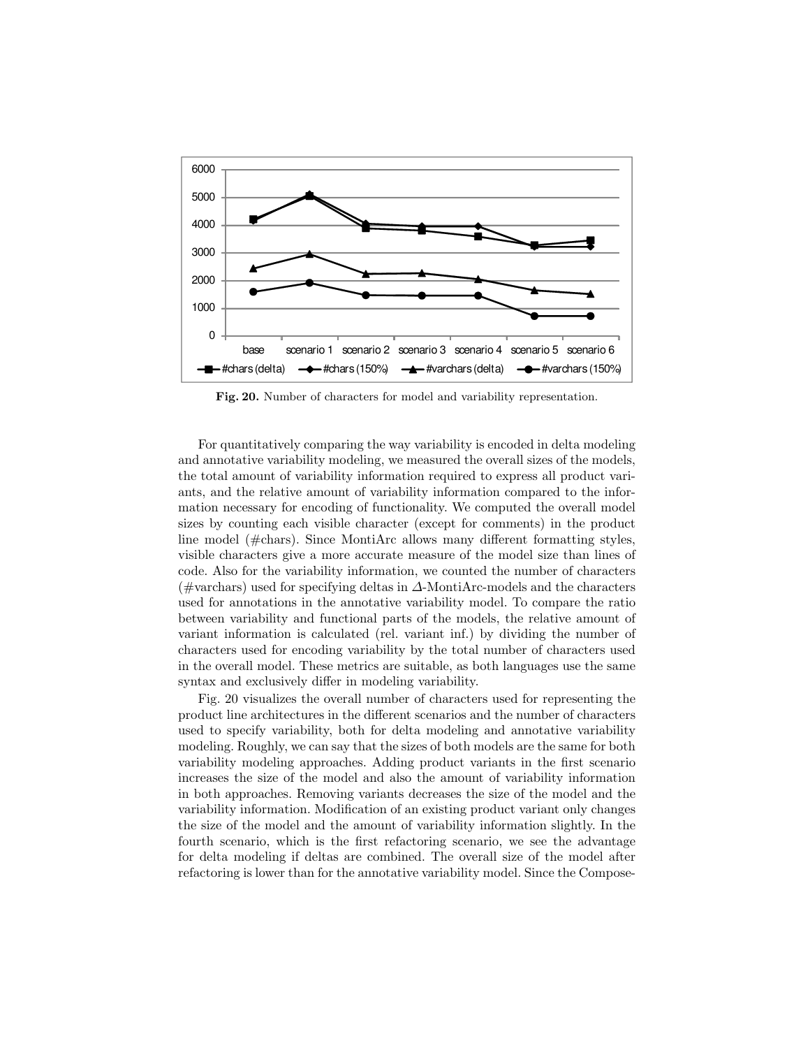Fig. 20. Number of characters for model and variability representation.

For quantitatively comparing the way variability is encoded in delta modeling and annotative variability modeling, we measured the overall sizes of the models, the total amount of variability information required to express all product variants, and the relative amount of variability information compared to the information necessary for encoding of functionality. We computed the overall model sizes by counting each visible character (except for comments) in the product line model (#chars). Since MontiArc allows many different formatting styles, visible characters give a more accurate measure of the model size than lines of code. Also for the variability information, we counted the number of characters (#varchars) used for specifying deltas in $\Delta$-MontiArc-models and the characters used for annotations in the annotative variability model. To compare the ratio between variability and functional parts of the models, the relative amount of variant information is calculated (rel. variant inf.) by dividing the number of characters used for encoding variability by the total number of characters used in the overall model. These metrics are suitable, as both languages use the same syntax and exclusively differ in modeling variability.

Fig. 20 visualizes the overall number of characters used for representing the product line architectures in the different scenarios and the number of characters used to specify variability, both for delta modeling and annotative variability modeling. Roughly, we can say that the sizes of both models are the same for both variability modeling approaches. Adding product variants in the first scenario increases the size of the model and also the amount of variability information in both approaches. Removing variants decreases the size of the model and the variability information. Modification of an existing product variant only changes the size of the model and the amount of variability information slightly. In the fourth scenario, which is the first refactoring scenario, we see the advantage for delta modeling if deltas are combined. The overall size of the model after refactoring is lower than for the annotative variability model. Since the Compose-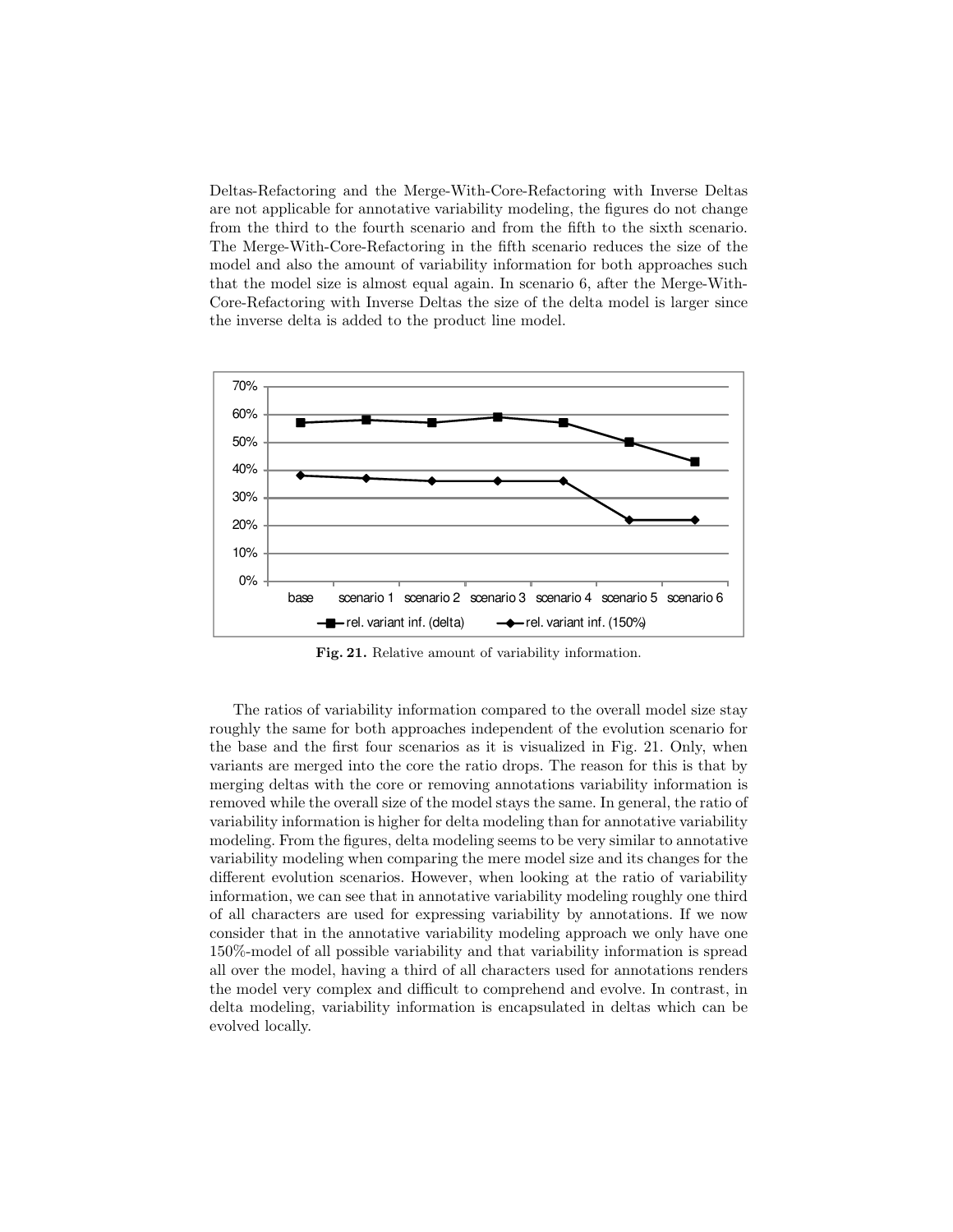Deltas-Refactoring and the Merge-With-Core-Refactoring with Inverse Deltas are not applicable for annotative variability modeling, the figures do not change from the third to the fourth scenario and from the fifth to the sixth scenario. The Merge-With-Core-Refactoring in the fifth scenario reduces the size of the model and also the amount of variability information for both approaches such that the model size is almost equal again. In scenario 6, after the Merge-With-Core-Refactoring with Inverse Deltas the size of the delta model is larger since the inverse delta is added to the product line model.

**Fig. 21.** Relative amount of variability information.

The ratios of variability information compared to the overall model size stay roughly the same for both approaches independent of the evolution scenario for the base and the first four scenarios as it is visualized in Fig. 21. Only, when variants are merged into the core the ratio drops. The reason for this is that by merging deltas with the core or removing annotations variability information is removed while the overall size of the model stays the same. In general, the ratio of variability information is higher for delta modeling than for annotative variability modeling. From the figures, delta modeling seems to be very similar to annotative variability modeling when comparing the mere model size and its changes for the different evolution scenarios. However, when looking at the ratio of variability information, we can see that in annotative variability modeling roughly one third of all characters are used for expressing variability by annotations. If we now consider that in the annotative variability modeling approach we only have one 150%-model of all possible variability and that variability information is spread all over the model, having a third of all characters used for annotations renders the model very complex and difficult to comprehend and evolve. In contrast, in delta modeling, variability information is encapsulated in deltas which can be evolved locally.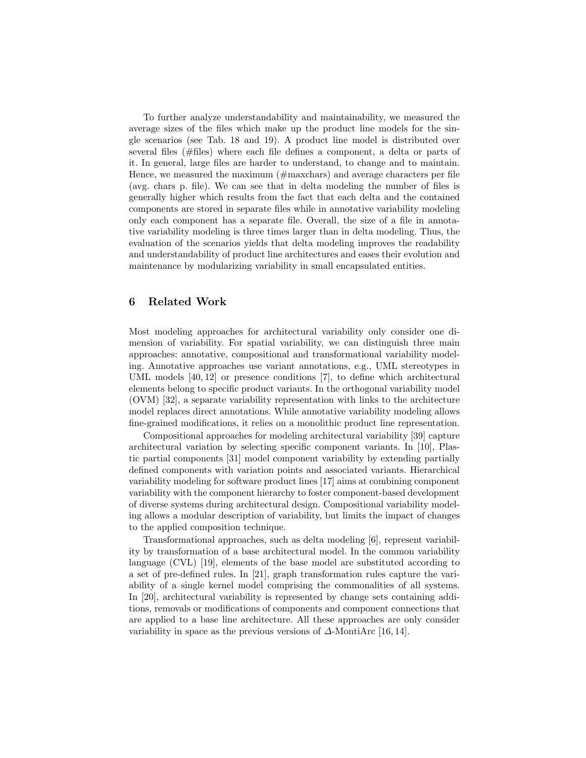To further analyze understandability and maintainability, we measured the average sizes of the files which make up the product line models for the single scenarios (see Tab. 18 and 19). A product line model is distributed over several files (#files) where each file defines a component, a delta or parts of it. In general, large files are harder to understand, to change and to maintain. Hence, we measured the maximum (#maxchars) and average characters per file (avg. chars p. file). We can see that in delta modeling the number of files is generally higher which results from the fact that each delta and the contained components are stored in separate files while in annotative variability modeling only each component has a separate file. Overall, the size of a file in annotative variability modeling is three times larger than in delta modeling. Thus, the evaluation of the scenarios yields that delta modeling improves the readability and understandability of product line architectures and eases their evolution and maintenance by modularizing variability in small encapsulated entities.

## 6 Related Work

Most modeling approaches for architectural variability only consider one dimension of variability. For spatial variability, we can distinguish three main approaches: annotative, compositional and transformational variability modeling. Annotative approaches use variant annotations, e.g., UML stereotypes in UML models [40, 12] or presence conditions [7], to define which architectural elements belong to specific product variants. In the orthogonal variability model (OVM) [32], a separate variability representation with links to the architecture model replaces direct annotations. While annotative variability modeling allows fine-grained modifications, it relies on a monolithic product line representation.

Compositional approaches for modeling architectural variability [39] capture architectural variation by selecting specific component variants. In [10], Plastic partial components [31] model component variability by extending partially defined components with variation points and associated variants. Hierarchical variability modeling for software product lines [17] aims at combining component variability with the component hierarchy to foster component-based development of diverse systems during architectural design. Compositional variability modeling allows a modular description of variability, but limits the impact of changes to the applied composition technique.

Transformational approaches, such as delta modeling [6], represent variability by transformation of a base architectural model. In the common variability language (CVL) [19], elements of the base model are substituted according to a set of pre-defined rules. In [21], graph transformation rules capture the variability of a single kernel model comprising the commonalities of all systems. In [20], architectural variability is represented by change sets containing additions, removals or modifications of components and component connections that are applied to a base line architecture. All these approaches are only consider variability in space as the previous versions of $\Delta$-MontiArc [16, 14].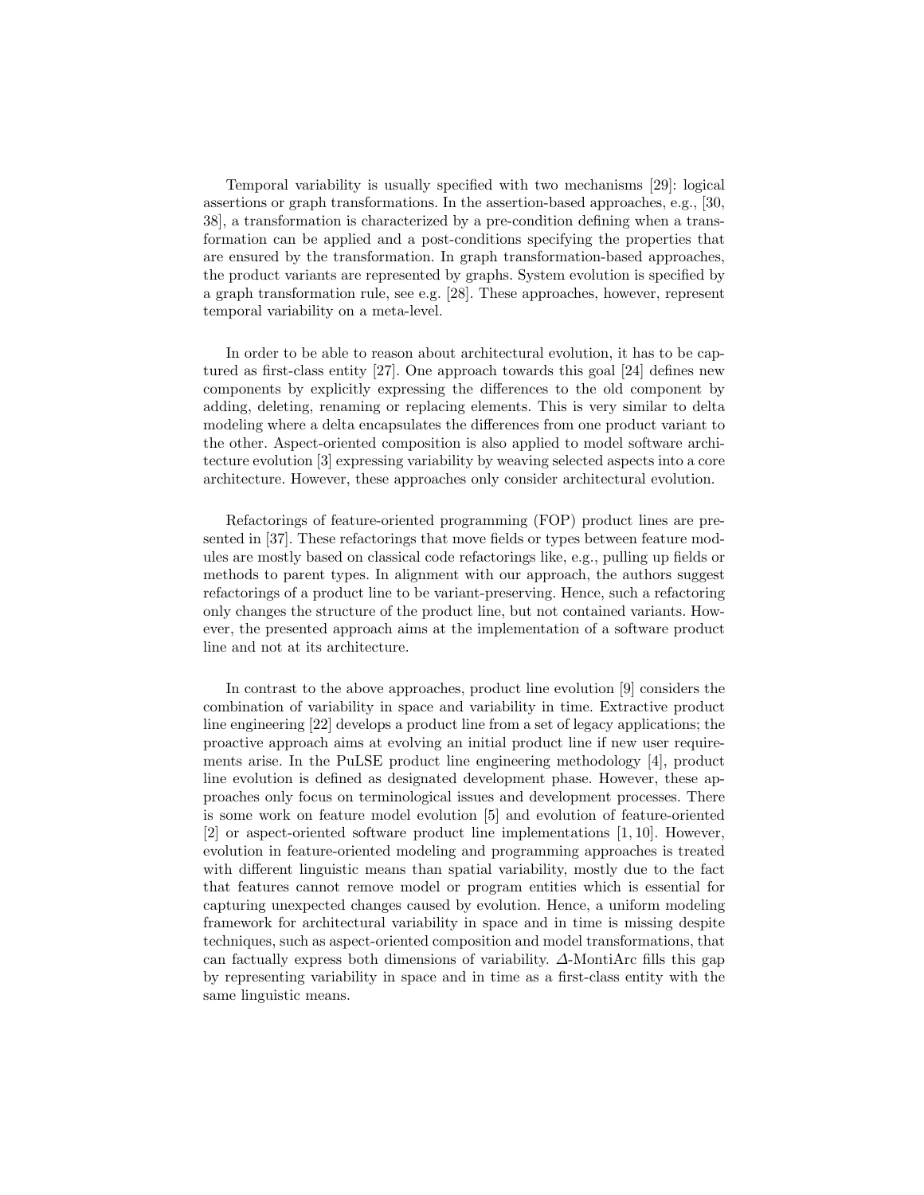Temporal variability is usually specified with two mechanisms [29]: logical assertions or graph transformations. In the assertion-based approaches, e.g., [30, 38], a transformation is characterized by a pre-condition defining when a transformation can be applied and a post-conditions specifying the properties that are ensured by the transformation. In graph transformation-based approaches, the product variants are represented by graphs. System evolution is specified by a graph transformation rule, see e.g. [28]. These approaches, however, represent temporal variability on a meta-level.

In order to be able to reason about architectural evolution, it has to be captured as first-class entity [27]. One approach towards this goal [24] defines new components by explicitly expressing the differences to the old component by adding, deleting, renaming or replacing elements. This is very similar to delta modeling where a delta encapsulates the differences from one product variant to the other. Aspect-oriented composition is also applied to model software architecture evolution [3] expressing variability by weaving selected aspects into a core architecture. However, these approaches only consider architectural evolution.

Refactorings of feature-oriented programming (FOP) product lines are presented in [37]. These refactorings that move fields or types between feature modules are mostly based on classical code refactorings like, e.g., pulling up fields or methods to parent types. In alignment with our approach, the authors suggest refactorings of a product line to be variant-preserving. Hence, such a refactoring only changes the structure of the product line, but not contained variants. However, the presented approach aims at the implementation of a software product line and not at its architecture.

In contrast to the above approaches, product line evolution [9] considers the combination of variability in space and variability in time. Extractive product line engineering [22] develops a product line from a set of legacy applications; the proactive approach aims at evolving an initial product line if new user requirements arise. In the PuLSE product line engineering methodology [4], product line evolution is defined as designated development phase. However, these approaches only focus on terminological issues and development processes. There is some work on feature model evolution [5] and evolution of feature-oriented [2] or aspect-oriented software product line implementations [1, 10]. However, evolution in feature-oriented modeling and programming approaches is treated with different linguistic means than spatial variability, mostly due to the fact that features cannot remove model or program entities which is essential for capturing unexpected changes caused by evolution. Hence, a uniform modeling framework for architectural variability in space and in time is missing despite techniques, such as aspect-oriented composition and model transformations, that can factually express both dimensions of variability. *Δ*-MontiArc fills this gap by representing variability in space and in time as a first-class entity with the same linguistic means.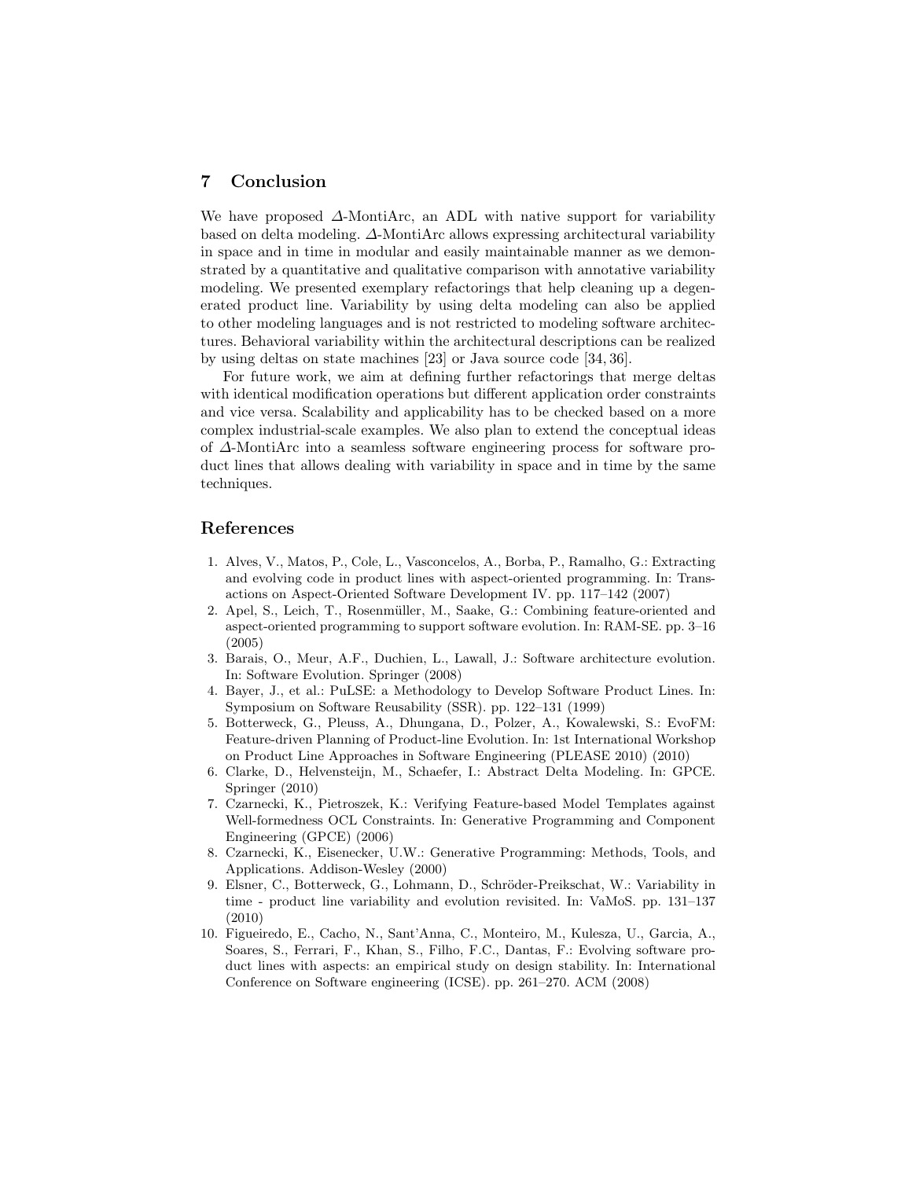## 7 Conclusion

We have proposed $\Delta$-MontiArc, an ADL with native support for variability based on delta modeling. $\Delta$-MontiArc allows expressing architectural variability in space and in time in modular and easily maintainable manner as we demonstrated by a quantitative and qualitative comparison with annotative variability modeling. We presented exemplary refactorings that help cleaning up a degenerated product line. Variability by using delta modeling can also be applied to other modeling languages and is not restricted to modeling software architectures. Behavioral variability within the architectural descriptions can be realized by using deltas on state machines [23] or Java source code [34, 36].

For future work, we aim at defining further refactorings that merge deltas with identical modification operations but different application order constraints and vice versa. Scalability and applicability has to be checked based on a more complex industrial-scale examples. We also plan to extend the conceptual ideas of $\Delta$-MontiArc into a seamless software engineering process for software product lines that allows dealing with variability in space and in time by the same techniques.

## References

1. Alves, V., Matos, P., Cole, L., Vasconcelos, A., Borba, P., Ramalho, G.: Extracting and evolving code in product lines with aspect-oriented programming. In: Transactions on Aspect-Oriented Software Development IV. pp. 117–142 (2007)
2. Apel, S., Leich, T., Rosenmüller, M., Saake, G.: Combining feature-oriented and aspect-oriented programming to support software evolution. In: RAM-SE. pp. 3–16 (2005)
3. Barais, O., Meur, A.F., Duchien, L., Lawall, J.: Software architecture evolution. In: Software Evolution. Springer (2008)
4. Bayer, J., et al.: PuLSE: a Methodology to Develop Software Product Lines. In: Symposium on Software Reusability (SSR). pp. 122–131 (1999)
5. Botterweck, G., Pleuss, A., Dhungana, D., Polzer, A., Kowalewski, S.: EvoFM: Feature-driven Planning of Product-line Evolution. In: 1st International Workshop on Product Line Approaches in Software Engineering (PLEASE 2010) (2010)
6. Clarke, D., Helvensteijn, M., Schaefer, I.: Abstract Delta Modeling. In: GPCE. Springer (2010)
7. Czarnecki, K., Pietroszek, K.: Verifying Feature-based Model Templates against Well-formedness OCL Constraints. In: Generative Programming and Component Engineering (GPCE) (2006)
8. Czarnecki, K., Eisenecker, U.W.: Generative Programming: Methods, Tools, and Applications. Addison-Wesley (2000)
9. Elsner, C., Botterweck, G., Lohmann, D., Schröder-Preikschat, W.: Variability in time - product line variability and evolution revisited. In: VaMoS. pp. 131–137 (2010)
10. Figueiredo, E., Cacho, N., Sant'Anna, C., Monteiro, M., Kulesza, U., Garcia, A., Soares, S., Ferrari, F., Khan, S., Filho, F.C., Dantas, F.: Evolving software product lines with aspects: an empirical study on design stability. In: International Conference on Software engineering (ICSE). pp. 261–270. ACM (2008)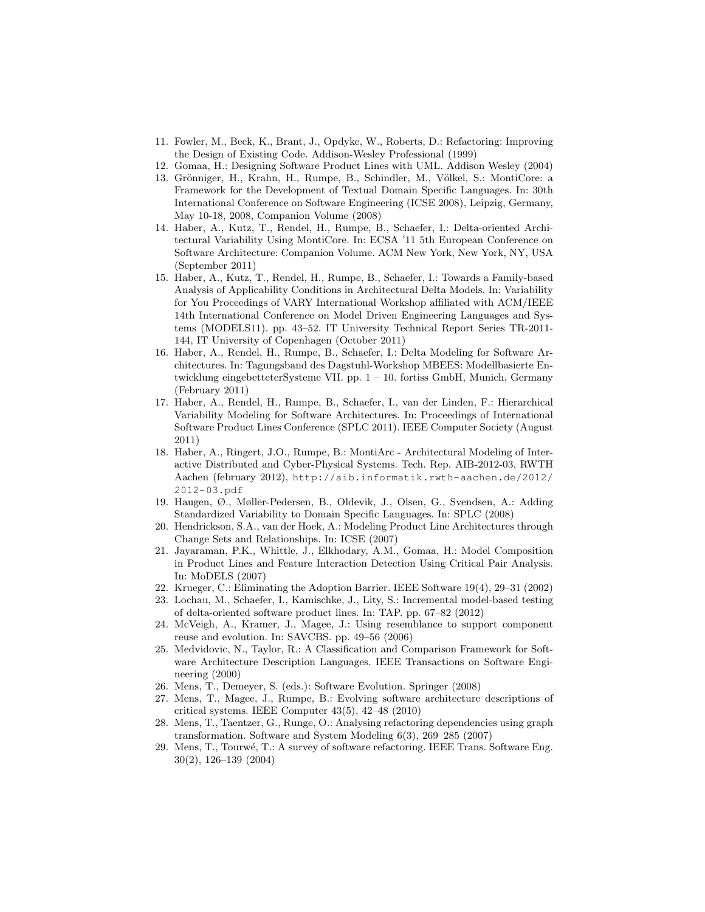11. Fowler, M., Beck, K., Brant, J., Opdyke, W., Roberts, D.: Refactoring: Improving the Design of Existing Code. Addison-Wesley Professional (1999)
12. Gomaa, H.: Designing Software Product Lines with UML. Addison Wesley (2004)
13. Grönniger, H., Krahn, H., Rumpe, B., Schindler, M., Völkel, S.: MontiCore: a Framework for the Development of Textual Domain Specific Languages. In: 30th International Conference on Software Engineering (ICSE 2008), Leipzig, Germany, May 10-18, 2008, Companion Volume (2008)
14. Haber, A., Kutz, T., Rendel, H., Rumpe, B., Schaefer, I.: Delta-oriented Architectural Variability Using MontiCore. In: ECSA '11 5th European Conference on Software Architecture: Companion Volume. ACM New York, New York, NY, USA (September 2011)
15. Haber, A., Kutz, T., Rendel, H., Rumpe, B., Schaefer, I.: Towards a Family-based Analysis of Applicability Conditions in Architectural Delta Models. In: Variability for You Proceedings of VARY International Workshop affiliated with ACM/IEEE 14th International Conference on Model Driven Engineering Languages and Systems (MODELS11). pp. 43–52. IT University Technical Report Series TR-2011-144, IT University of Copenhagen (October 2011)
16. Haber, A., Rendel, H., Rumpe, B., Schaefer, I.: Delta Modeling for Software Architectures. In: Tagungsband des Dagstuhl-Workshop MBEES: Modellbasierte Entwicklung eingebetteterSysteme VII. pp. 1 – 10. fortiss GmbH, Munich, Germany (February 2011)
17. Haber, A., Rendel, H., Rumpe, B., Schaefer, I., van der Linden, F.: Hierarchical Variability Modeling for Software Architectures. In: Proceedings of International Software Product Lines Conference (SPLC 2011). IEEE Computer Society (August 2011)
18. Haber, A., Ringert, J.O., Rumpe, B.: MontiArc - Architectural Modeling of Interactive Distributed and Cyber-Physical Systems. Tech. Rep. AIB-2012-03, RWTH Aachen (february 2012), http://aib.informatik.rwth-aachen.de/2012/2012-03.pdf
19. Haugen, Ø., Møller-Pedersen, B., Oldevik, J., Olsen, G., Svendsen, A.: Adding Standardized Variability to Domain Specific Languages. In: SPLC (2008)
20. Hendrickson, S.A., van der Hoek, A.: Modeling Product Line Architectures through Change Sets and Relationships. In: ICSE (2007)
21. Jayaraman, P.K., Whittle, J., Elkhodary, A.M., Gomaa, H.: Model Composition in Product Lines and Feature Interaction Detection Using Critical Pair Analysis. In: MoDELS (2007)
22. Krueger, C.: Eliminating the Adoption Barrier. IEEE Software 19(4), 29–31 (2002)
23. Lochau, M., Schaefer, I., Kamischke, J., Lity, S.: Incremental model-based testing of delta-oriented software product lines. In: TAP. pp. 67–82 (2012)
24. McVeigh, A., Kramer, J., Magee, J.: Using resemblance to support component reuse and evolution. In: SAVCBS. pp. 49–56 (2006)
25. Medvidovic, N., Taylor, R.: A Classification and Comparison Framework for Software Architecture Description Languages. IEEE Transactions on Software Engineering (2000)
26. Mens, T., Demeyer, S. (eds.): Software Evolution. Springer (2008)
27. Mens, T., Magee, J., Rumpe, B.: Evolving software architecture descriptions of critical systems. IEEE Computer 43(5), 42–48 (2010)
28. Mens, T., Taentzer, G., Runge, O.: Analysing refactoring dependencies using graph transformation. Software and System Modeling 6(3), 269–285 (2007)
29. Mens, T., Tourwé, T.: A survey of software refactoring. IEEE Trans. Software Eng. 30(2), 126–139 (2004)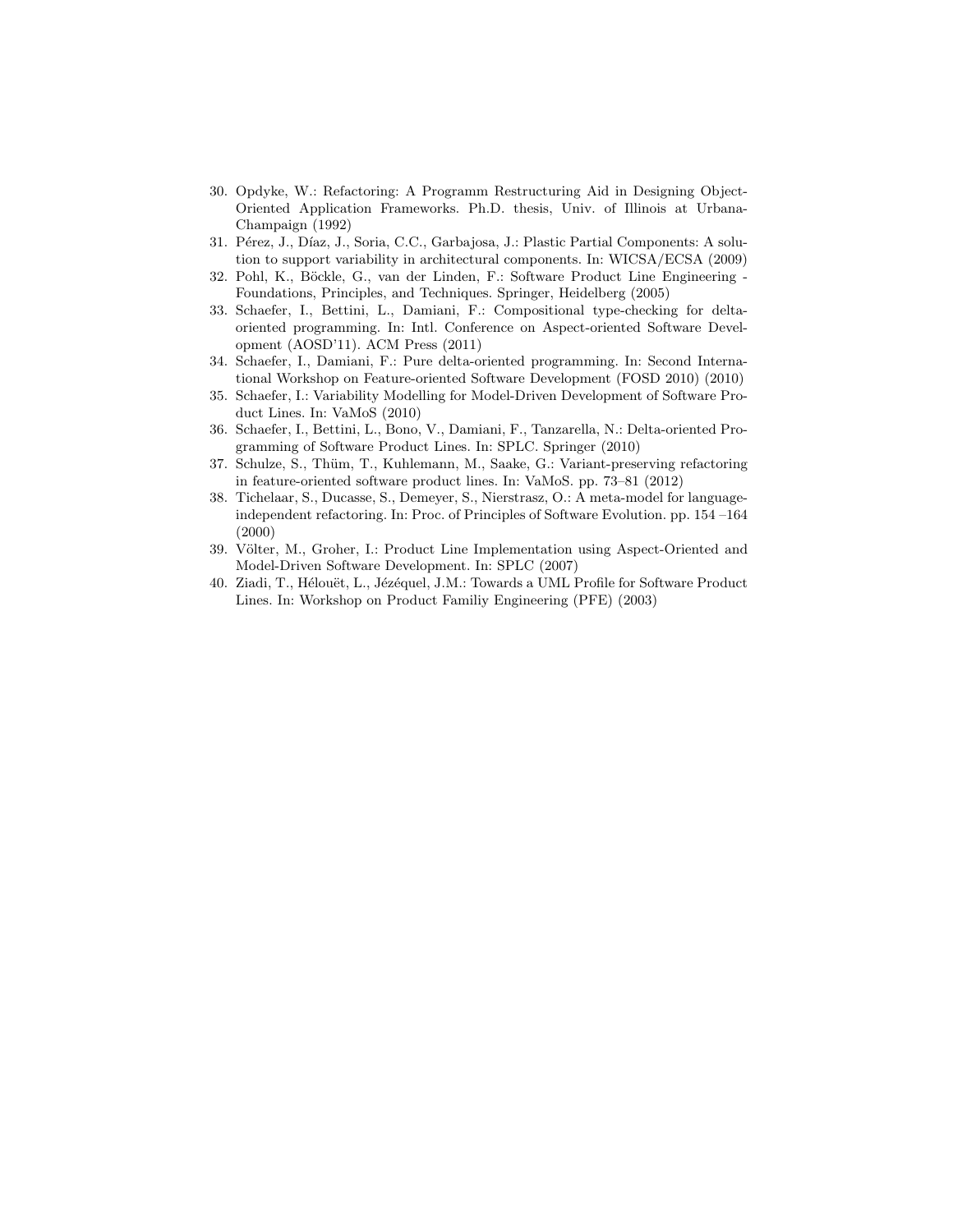30. Opdyke, W.: Refactoring: A Programm Restructuring Aid in Designing Object-Oriented Application Frameworks. Ph.D. thesis, Univ. of Illinois at Urbana-Champaign (1992)
31. Pérez, J., Díaz, J., Soria, C.C., Garbajosa, J.: Plastic Partial Components: A solution to support variability in architectural components. In: WICSA/ECSA (2009)
32. Pohl, K., Böckle, G., van der Linden, F.: Software Product Line Engineering - Foundations, Principles, and Techniques. Springer, Heidelberg (2005)
33. Schaefer, I., Bettini, L., Damiani, F.: Compositional type-checking for delta-oriented programming. In: Intl. Conference on Aspect-oriented Software Development (AOSD'11). ACM Press (2011)
34. Schaefer, I., Damiani, F.: Pure delta-oriented programming. In: Second International Workshop on Feature-oriented Software Development (FOSD 2010) (2010)
35. Schaefer, I.: Variability Modelling for Model-Driven Development of Software Product Lines. In: VaMoS (2010)
36. Schaefer, I., Bettini, L., Bono, V., Damiani, F., Tanzarella, N.: Delta-oriented Programming of Software Product Lines. In: SPLC. Springer (2010)
37. Schulze, S., Thüm, T., Kuhlemann, M., Saake, G.: Variant-preserving refactoring in feature-oriented software product lines. In: VaMoS. pp. 73–81 (2012)
38. Tichelaar, S., Ducasse, S., Demeyer, S., Nierstrasz, O.: A meta-model for language-independent refactoring. In: Proc. of Principles of Software Evolution. pp. 154 –164 (2000)
39. Völter, M., Groher, I.: Product Line Implementation using Aspect-Oriented and Model-Driven Software Development. In: SPLC (2007)
40. Ziadi, T., Hélouët, L., Jézéquel, J.M.: Towards a UML Profile for Software Product Lines. In: Workshop on Product Familiy Engineering (PFE) (2003)